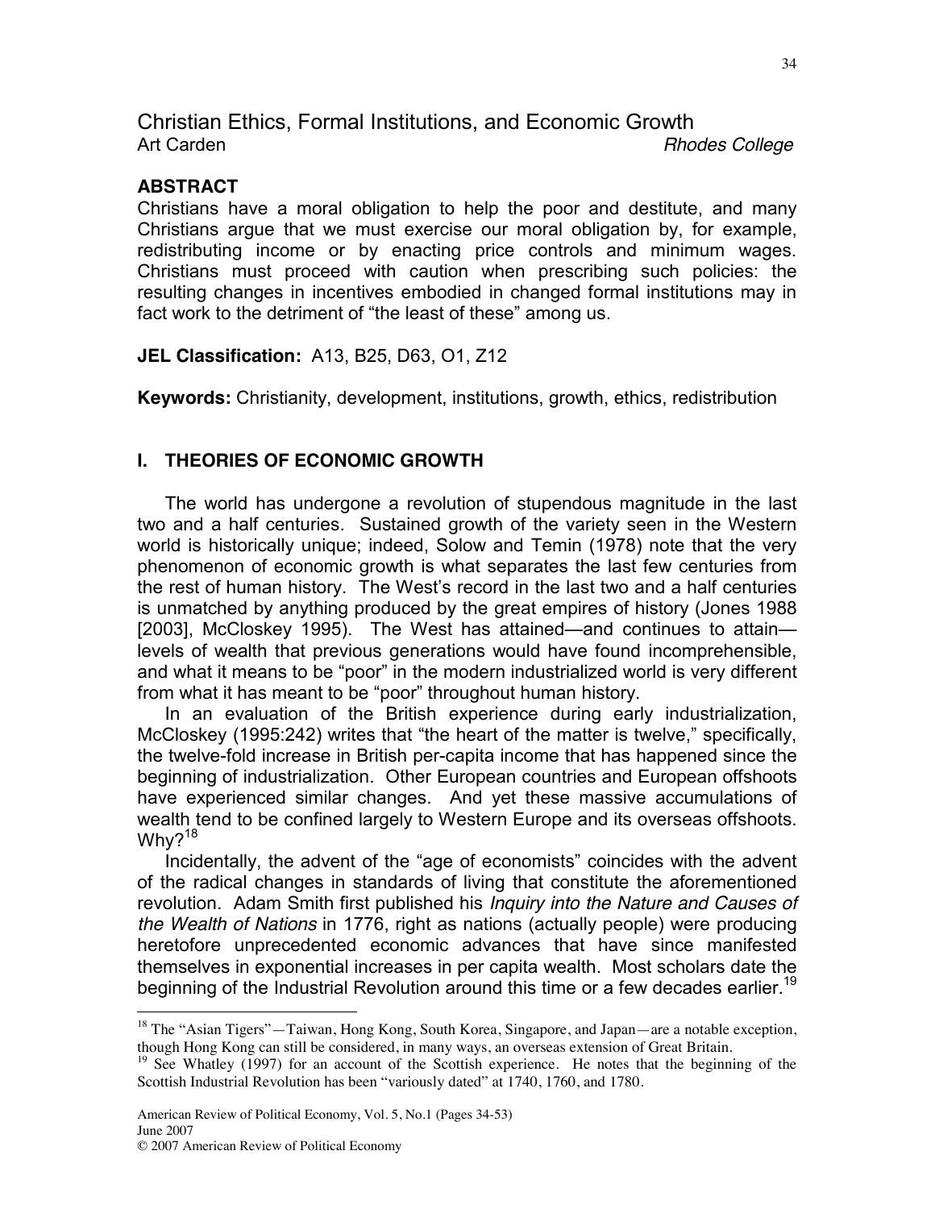# Christian Ethics, Formal Institutions, and Economic Growth

Art Carden — *Rhodes College*

**ABSTRACT**

Christians have a moral obligation to help the poor and destitute, and many Christians argue that we must exercise our moral obligation by, for example, redistributing income or by enacting price controls and minimum wages. Christians must proceed with caution when prescribing such policies: the resulting changes in incentives embodied in changed formal institutions may in fact work to the detriment of "the least of these" among us.

**JEL Classification:** A13, B25, D63, O1, Z12

**Keywords:** Christianity, development, institutions, growth, ethics, redistribution

## I. THEORIES OF ECONOMIC GROWTH

The world has undergone a revolution of stupendous magnitude in the last two and a half centuries. Sustained growth of the variety seen in the Western world is historically unique; indeed, Solow and Temin (1978) note that the very phenomenon of economic growth is what separates the last few centuries from the rest of human history. The West's record in the last two and a half centuries is unmatched by anything produced by the great empires of history (Jones 1988 [2003], McCloskey 1995). The West has attained—and continues to attain—levels of wealth that previous generations would have found incomprehensible, and what it means to be "poor" in the modern industrialized world is very different from what it has meant to be "poor" throughout human history.

In an evaluation of the British experience during early industrialization, McCloskey (1995:242) writes that "the heart of the matter is twelve," specifically, the twelve-fold increase in British per-capita income that has happened since the beginning of industrialization. Other European countries and European offshoots have experienced similar changes. And yet these massive accumulations of wealth tend to be confined largely to Western Europe and its overseas offshoots. Why?[18]

Incidentally, the advent of the "age of economists" coincides with the advent of the radical changes in standards of living that constitute the aforementioned revolution. Adam Smith first published his *Inquiry into the Nature and Causes of the Wealth of Nations* in 1776, right as nations (actually people) were producing heretofore unprecedented economic advances that have since manifested themselves in exponential increases in per capita wealth. Most scholars date the beginning of the Industrial Revolution around this time or a few decades earlier.[19]

---

[18] The "Asian Tigers"—Taiwan, Hong Kong, South Korea, Singapore, and Japan—are a notable exception, though Hong Kong can still be considered, in many ways, an overseas extension of Great Britain.

[19] See Whatley (1997) for an account of the Scottish experience. He notes that the beginning of the Scottish Industrial Revolution has been "variously dated" at 1740, 1760, and 1780.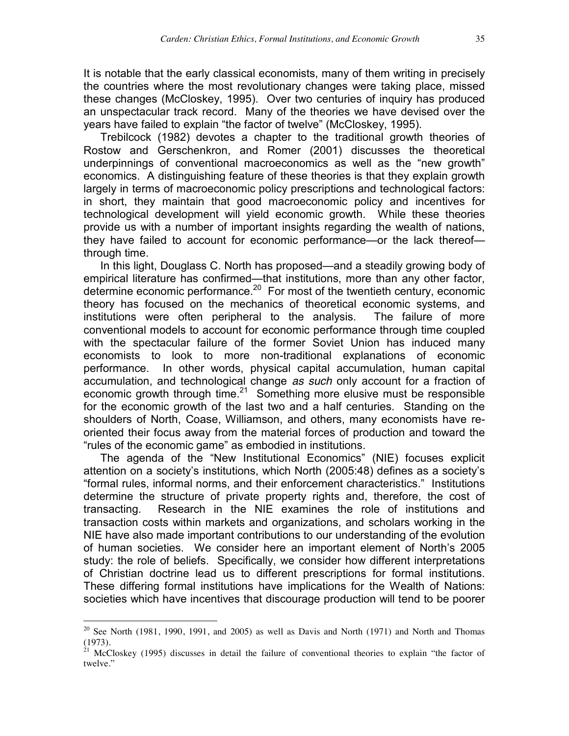It is notable that the early classical economists, many of them writing in precisely the countries where the most revolutionary changes were taking place, missed these changes (McCloskey, 1995). Over two centuries of inquiry has produced an unspectacular track record. Many of the theories we have devised over the years have failed to explain "the factor of twelve" (McCloskey, 1995).

Trebilcock (1982) devotes a chapter to the traditional growth theories of Rostow and Gerschenkron, and Romer (2001) discusses the theoretical underpinnings of conventional macroeconomics as well as the "new growth" economics. A distinguishing feature of these theories is that they explain growth largely in terms of macroeconomic policy prescriptions and technological factors: in short, they maintain that good macroeconomic policy and incentives for technological development will yield economic growth. While these theories provide us with a number of important insights regarding the wealth of nations, they have failed to account for economic performance—or the lack thereof—through time.

In this light, Douglass C. North has proposed—and a steadily growing body of empirical literature has confirmed—that institutions, more than any other factor, determine economic performance.[20] For most of the twentieth century, economic theory has focused on the mechanics of theoretical economic systems, and institutions were often peripheral to the analysis. The failure of more conventional models to account for economic performance through time coupled with the spectacular failure of the former Soviet Union has induced many economists to look to more non-traditional explanations of economic performance. In other words, physical capital accumulation, human capital accumulation, and technological change *as such* only account for a fraction of economic growth through time.[21] Something more elusive must be responsible for the economic growth of the last two and a half centuries. Standing on the shoulders of North, Coase, Williamson, and others, many economists have re-oriented their focus away from the material forces of production and toward the "rules of the economic game" as embodied in institutions.

The agenda of the "New Institutional Economics" (NIE) focuses explicit attention on a society's institutions, which North (2005:48) defines as a society's "formal rules, informal norms, and their enforcement characteristics." Institutions determine the structure of private property rights and, therefore, the cost of transacting. Research in the NIE examines the role of institutions and transaction costs within markets and organizations, and scholars working in the NIE have also made important contributions to our understanding of the evolution of human societies. We consider here an important element of North's 2005 study: the role of beliefs. Specifically, we consider how different interpretations of Christian doctrine lead us to different prescriptions for formal institutions. These differing formal institutions have implications for the Wealth of Nations: societies which have incentives that discourage production will tend to be poorer

---

[20] See North (1981, 1990, 1991, and 2005) as well as Davis and North (1971) and North and Thomas (1973).

[21] McCloskey (1995) discusses in detail the failure of conventional theories to explain "the factor of twelve."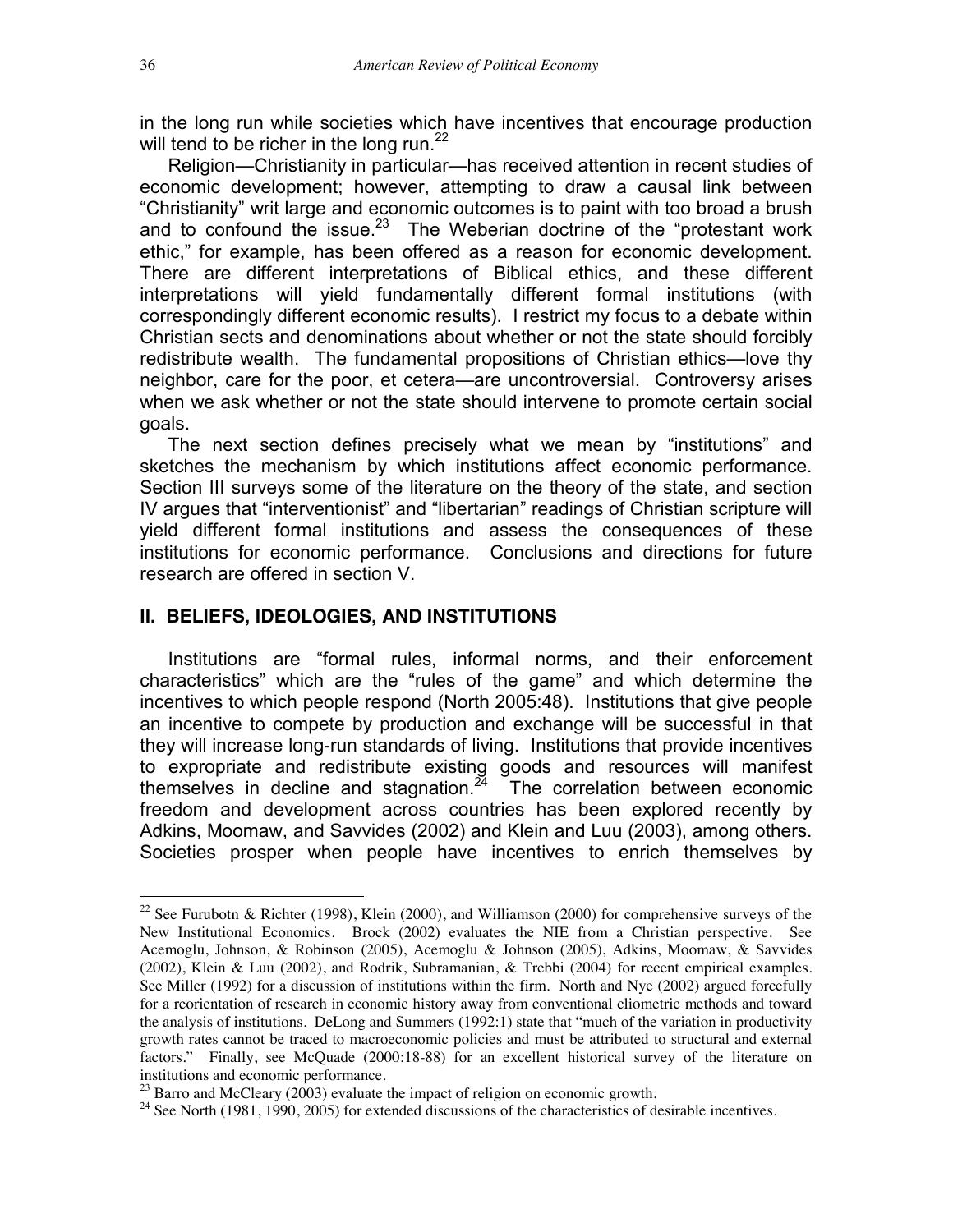in the long run while societies which have incentives that encourage production will tend to be richer in the long run.[22]

Religion—Christianity in particular—has received attention in recent studies of economic development; however, attempting to draw a causal link between "Christianity" writ large and economic outcomes is to paint with too broad a brush and to confound the issue.[23] The Weberian doctrine of the "protestant work ethic," for example, has been offered as a reason for economic development. There are different interpretations of Biblical ethics, and these different interpretations will yield fundamentally different formal institutions (with correspondingly different economic results). I restrict my focus to a debate within Christian sects and denominations about whether or not the state should forcibly redistribute wealth. The fundamental propositions of Christian ethics—love thy neighbor, care for the poor, et cetera—are uncontroversial. Controversy arises when we ask whether or not the state should intervene to promote certain social goals.

The next section defines precisely what we mean by "institutions" and sketches the mechanism by which institutions affect economic performance. Section III surveys some of the literature on the theory of the state, and section IV argues that "interventionist" and "libertarian" readings of Christian scripture will yield different formal institutions and assess the consequences of these institutions for economic performance. Conclusions and directions for future research are offered in section V.

## II. BELIEFS, IDEOLOGIES, AND INSTITUTIONS

Institutions are "formal rules, informal norms, and their enforcement characteristics" which are the "rules of the game" and which determine the incentives to which people respond (North 2005:48). Institutions that give people an incentive to compete by production and exchange will be successful in that they will increase long-run standards of living. Institutions that provide incentives to expropriate and redistribute existing goods and resources will manifest themselves in decline and stagnation.[24] The correlation between economic freedom and development across countries has been explored recently by Adkins, Moomaw, and Savvides (2002) and Klein and Luu (2003), among others. Societies prosper when people have incentives to enrich themselves by

---

[22] See Furubotn & Richter (1998), Klein (2000), and Williamson (2000) for comprehensive surveys of the New Institutional Economics. Brock (2002) evaluates the NIE from a Christian perspective. See Acemoglu, Johnson, & Robinson (2005), Acemoglu & Johnson (2005), Adkins, Moomaw, & Savvides (2002), Klein & Luu (2002), and Rodrik, Subramanian, & Trebbi (2004) for recent empirical examples. See Miller (1992) for a discussion of institutions within the firm. North and Nye (2002) argued forcefully for a reorientation of research in economic history away from conventional cliometric methods and toward the analysis of institutions. DeLong and Summers (1992:1) state that "much of the variation in productivity growth rates cannot be traced to macroeconomic policies and must be attributed to structural and external factors." Finally, see McQuade (2000:18-88) for an excellent historical survey of the literature on institutions and economic performance.

[23] Barro and McCleary (2003) evaluate the impact of religion on economic growth.

[24] See North (1981, 1990, 2005) for extended discussions of the characteristics of desirable incentives.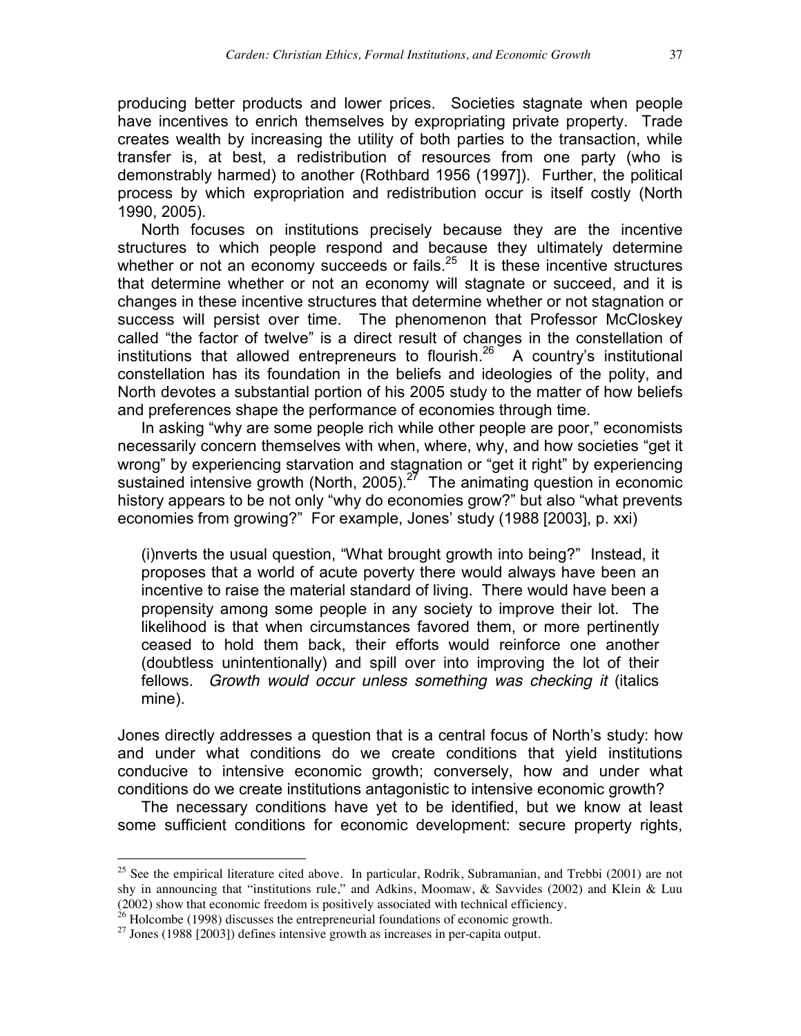producing better products and lower prices. Societies stagnate when people have incentives to enrich themselves by expropriating private property. Trade creates wealth by increasing the utility of both parties to the transaction, while transfer is, at best, a redistribution of resources from one party (who is demonstrably harmed) to another (Rothbard 1956 (1997]). Further, the political process by which expropriation and redistribution occur is itself costly (North 1990, 2005).

North focuses on institutions precisely because they are the incentive structures to which people respond and because they ultimately determine whether or not an economy succeeds or fails.[25] It is these incentive structures that determine whether or not an economy will stagnate or succeed, and it is changes in these incentive structures that determine whether or not stagnation or success will persist over time. The phenomenon that Professor McCloskey called "the factor of twelve" is a direct result of changes in the constellation of institutions that allowed entrepreneurs to flourish.[26] A country's institutional constellation has its foundation in the beliefs and ideologies of the polity, and North devotes a substantial portion of his 2005 study to the matter of how beliefs and preferences shape the performance of economies through time.

In asking "why are some people rich while other people are poor," economists necessarily concern themselves with when, where, why, and how societies "get it wrong" by experiencing starvation and stagnation or "get it right" by experiencing sustained intensive growth (North, 2005).[27] The animating question in economic history appears to be not only "why do economies grow?" but also "what prevents economies from growing?" For example, Jones' study (1988 [2003], p. xxi)

> (i)nverts the usual question, "What brought growth into being?" Instead, it proposes that a world of acute poverty there would always have been an incentive to raise the material standard of living. There would have been a propensity among some people in any society to improve their lot. The likelihood is that when circumstances favored them, or more pertinently ceased to hold them back, their efforts would reinforce one another (doubtless unintentionally) and spill over into improving the lot of their fellows. *Growth would occur unless something was checking it* (italics mine).

Jones directly addresses a question that is a central focus of North's study: how and under what conditions do we create conditions that yield institutions conducive to intensive economic growth; conversely, how and under what conditions do we create institutions antagonistic to intensive economic growth?

The necessary conditions have yet to be identified, but we know at least some sufficient conditions for economic development: secure property rights,

---

[25] See the empirical literature cited above. In particular, Rodrik, Subramanian, and Trebbi (2001) are not shy in announcing that "institutions rule," and Adkins, Moomaw, & Savvides (2002) and Klein & Luu (2002) show that economic freedom is positively associated with technical efficiency.

[26] Holcombe (1998) discusses the entrepreneurial foundations of economic growth.

[27] Jones (1988 [2003]) defines intensive growth as increases in per-capita output.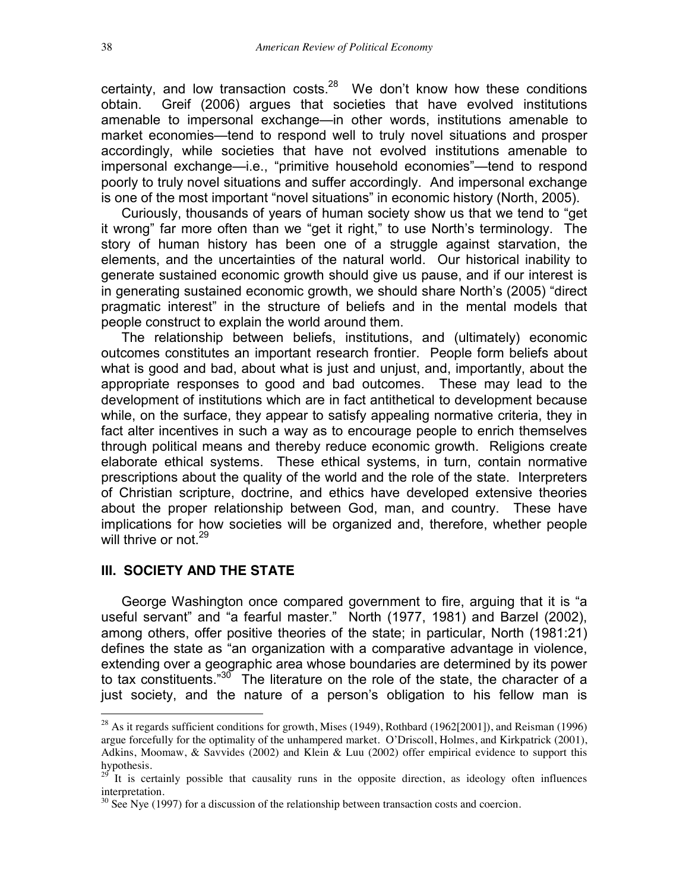certainty, and low transaction costs.[28] We don't know how these conditions obtain. Greif (2006) argues that societies that have evolved institutions amenable to impersonal exchange—in other words, institutions amenable to market economies—tend to respond well to truly novel situations and prosper accordingly, while societies that have not evolved institutions amenable to impersonal exchange—i.e., "primitive household economies"—tend to respond poorly to truly novel situations and suffer accordingly. And impersonal exchange is one of the most important "novel situations" in economic history (North, 2005).

Curiously, thousands of years of human society show us that we tend to "get it wrong" far more often than we "get it right," to use North's terminology. The story of human history has been one of a struggle against starvation, the elements, and the uncertainties of the natural world. Our historical inability to generate sustained economic growth should give us pause, and if our interest is in generating sustained economic growth, we should share North's (2005) "direct pragmatic interest" in the structure of beliefs and in the mental models that people construct to explain the world around them.

The relationship between beliefs, institutions, and (ultimately) economic outcomes constitutes an important research frontier. People form beliefs about what is good and bad, about what is just and unjust, and, importantly, about the appropriate responses to good and bad outcomes. These may lead to the development of institutions which are in fact antithetical to development because while, on the surface, they appear to satisfy appealing normative criteria, they in fact alter incentives in such a way as to encourage people to enrich themselves through political means and thereby reduce economic growth. Religions create elaborate ethical systems. These ethical systems, in turn, contain normative prescriptions about the quality of the world and the role of the state. Interpreters of Christian scripture, doctrine, and ethics have developed extensive theories about the proper relationship between God, man, and country. These have implications for how societies will be organized and, therefore, whether people will thrive or not.[29]

## III. SOCIETY AND THE STATE

George Washington once compared government to fire, arguing that it is "a useful servant" and "a fearful master." North (1977, 1981) and Barzel (2002), among others, offer positive theories of the state; in particular, North (1981:21) defines the state as "an organization with a comparative advantage in violence, extending over a geographic area whose boundaries are determined by its power to tax constituents."[30] The literature on the role of the state, the character of a just society, and the nature of a person's obligation to his fellow man is

---

[28] As it regards sufficient conditions for growth, Mises (1949), Rothbard (1962[2001]), and Reisman (1996) argue forcefully for the optimality of the unhampered market. O'Driscoll, Holmes, and Kirkpatrick (2001), Adkins, Moomaw, & Savvides (2002) and Klein & Luu (2002) offer empirical evidence to support this hypothesis.

[29] It is certainly possible that causality runs in the opposite direction, as ideology often influences interpretation.

[30] See Nye (1997) for a discussion of the relationship between transaction costs and coercion.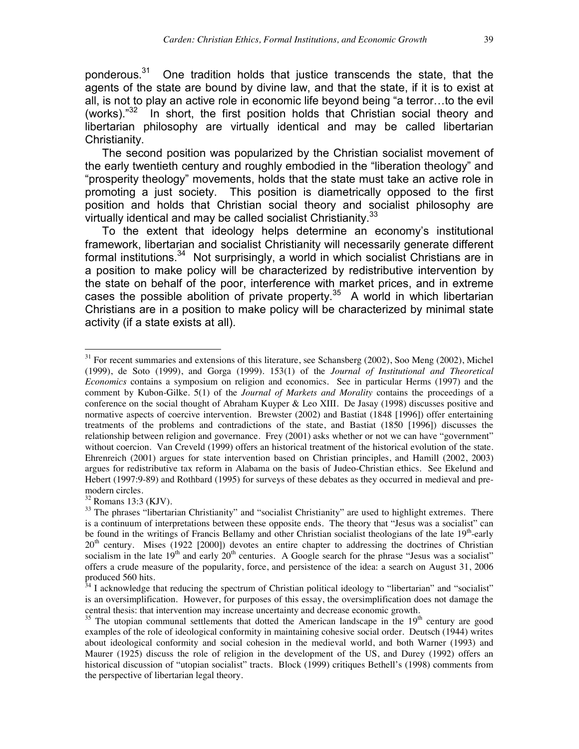ponderous.[31] One tradition holds that justice transcends the state, that the agents of the state are bound by divine law, and that the state, if it is to exist at all, is not to play an active role in economic life beyond being "a terror…to the evil (works)."[32] In short, the first position holds that Christian social theory and libertarian philosophy are virtually identical and may be called libertarian Christianity.

The second position was popularized by the Christian socialist movement of the early twentieth century and roughly embodied in the "liberation theology" and "prosperity theology" movements, holds that the state must take an active role in promoting a just society. This position is diametrically opposed to the first position and holds that Christian social theory and socialist philosophy are virtually identical and may be called socialist Christianity.[33]

To the extent that ideology helps determine an economy's institutional framework, libertarian and socialist Christianity will necessarily generate different formal institutions.[34] Not surprisingly, a world in which socialist Christians are in a position to make policy will be characterized by redistributive intervention by the state on behalf of the poor, interference with market prices, and in extreme cases the possible abolition of private property.[35] A world in which libertarian Christians are in a position to make policy will be characterized by minimal state activity (if a state exists at all).

---

[31] For recent summaries and extensions of this literature, see Schansberg (2002), Soo Meng (2002), Michel (1999), de Soto (1999), and Gorga (1999). 153(1) of the *Journal of Institutional and Theoretical Economics* contains a symposium on religion and economics. See in particular Herms (1997) and the comment by Kubon-Gilke. 5(1) of the *Journal of Markets and Morality* contains the proceedings of a conference on the social thought of Abraham Kuyper & Leo XIII. De Jasay (1998) discusses positive and normative aspects of coercive intervention. Brewster (2002) and Bastiat (1848 [1996]) offer entertaining treatments of the problems and contradictions of the state, and Bastiat (1850 [1996]) discusses the relationship between religion and governance. Frey (2001) asks whether or not we can have "government" without coercion. Van Creveld (1999) offers an historical treatment of the historical evolution of the state. Ehrenreich (2001) argues for state intervention based on Christian principles, and Hamill (2002, 2003) argues for redistributive tax reform in Alabama on the basis of Judeo-Christian ethics. See Ekelund and Hebert (1997:9-89) and Rothbard (1995) for surveys of these debates as they occurred in medieval and pre-modern circles.

[32] Romans 13:3 (KJV).

[33] The phrases "libertarian Christianity" and "socialist Christianity" are used to highlight extremes. There is a continuum of interpretations between these opposite ends. The theory that "Jesus was a socialist" can be found in the writings of Francis Bellamy and other Christian socialist theologians of the late 19th-early 20th century. Mises (1922 [2000]) devotes an entire chapter to addressing the doctrines of Christian socialism in the late 19th and early 20th centuries. A Google search for the phrase "Jesus was a socialist" offers a crude measure of the popularity, force, and persistence of the idea: a search on August 31, 2006 produced 560 hits.

[34] I acknowledge that reducing the spectrum of Christian political ideology to "libertarian" and "socialist" is an oversimplification. However, for purposes of this essay, the oversimplification does not damage the central thesis: that intervention may increase uncertainty and decrease economic growth.

[35] The utopian communal settlements that dotted the American landscape in the 19th century are good examples of the role of ideological conformity in maintaining cohesive social order. Deutsch (1944) writes about ideological conformity and social cohesion in the medieval world, and both Warner (1993) and Maurer (1925) discuss the role of religion in the development of the US, and Durey (1992) offers an historical discussion of "utopian socialist" tracts. Block (1999) critiques Bethell's (1998) comments from the perspective of libertarian legal theory.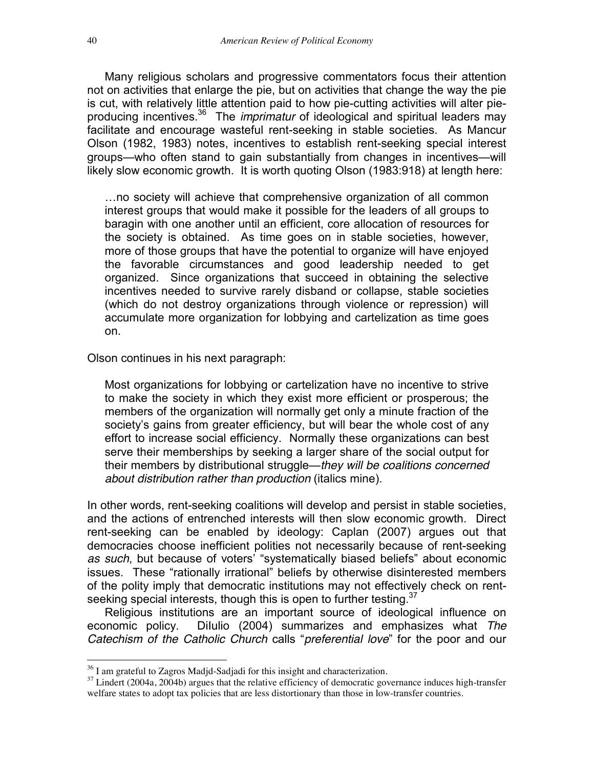Many religious scholars and progressive commentators focus their attention not on activities that enlarge the pie, but on activities that change the way the pie is cut, with relatively little attention paid to how pie-cutting activities will alter pie-producing incentives.[36] The *imprimatur* of ideological and spiritual leaders may facilitate and encourage wasteful rent-seeking in stable societies. As Mancur Olson (1982, 1983) notes, incentives to establish rent-seeking special interest groups—who often stand to gain substantially from changes in incentives—will likely slow economic growth. It is worth quoting Olson (1983:918) at length here:

> …no society will achieve that comprehensive organization of all common interest groups that would make it possible for the leaders of all groups to baragin with one another until an efficient, core allocation of resources for the society is obtained. As time goes on in stable societies, however, more of those groups that have the potential to organize will have enjoyed the favorable circumstances and good leadership needed to get organized. Since organizations that succeed in obtaining the selective incentives needed to survive rarely disband or collapse, stable societies (which do not destroy organizations through violence or repression) will accumulate more organization for lobbying and cartelization as time goes on.

Olson continues in his next paragraph:

> Most organizations for lobbying or cartelization have no incentive to strive to make the society in which they exist more efficient or prosperous; the members of the organization will normally get only a minute fraction of the society's gains from greater efficiency, but will bear the whole cost of any effort to increase social efficiency. Normally these organizations can best serve their memberships by seeking a larger share of the social output for their members by distributional struggle—*they will be coalitions concerned about distribution rather than production* (italics mine).

In other words, rent-seeking coalitions will develop and persist in stable societies, and the actions of entrenched interests will then slow economic growth. Direct rent-seeking can be enabled by ideology: Caplan (2007) argues out that democracies choose inefficient polities not necessarily because of rent-seeking *as such*, but because of voters' "systematically biased beliefs" about economic issues. These "rationally irrational" beliefs by otherwise disinterested members of the polity imply that democratic institutions may not effectively check on rent-seeking special interests, though this is open to further testing.[37]

Religious institutions are an important source of ideological influence on economic policy. DiIulio (2004) summarizes and emphasizes what *The Catechism of the Catholic Church* calls "*preferential love*" for the poor and our

---

[36] I am grateful to Zagros Madjd-Sadjadi for this insight and characterization.

[37] Lindert (2004a, 2004b) argues that the relative efficiency of democratic governance induces high-transfer welfare states to adopt tax policies that are less distortionary than those in low-transfer countries.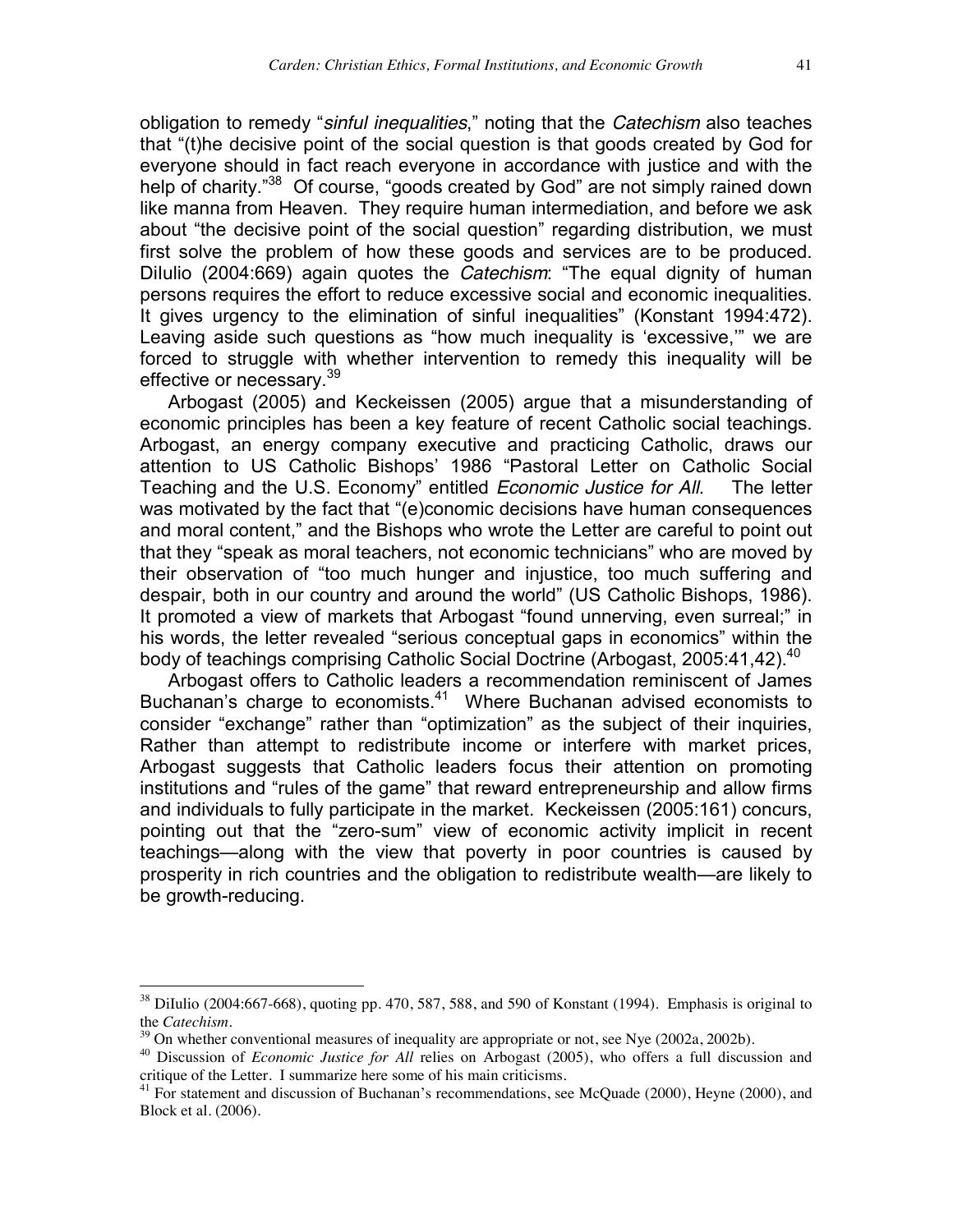obligation to remedy "*sinful inequalities*," noting that the *Catechism* also teaches that "(t)he decisive point of the social question is that goods created by God for everyone should in fact reach everyone in accordance with justice and with the help of charity."[38] Of course, "goods created by God" are not simply rained down like manna from Heaven. They require human intermediation, and before we ask about "the decisive point of the social question" regarding distribution, we must first solve the problem of how these goods and services are to be produced. DiIulio (2004:669) again quotes the *Catechism*: "The equal dignity of human persons requires the effort to reduce excessive social and economic inequalities. It gives urgency to the elimination of sinful inequalities" (Konstant 1994:472). Leaving aside such questions as "how much inequality is 'excessive,'" we are forced to struggle with whether intervention to remedy this inequality will be effective or necessary.[39]

Arbogast (2005) and Keckeissen (2005) argue that a misunderstanding of economic principles has been a key feature of recent Catholic social teachings. Arbogast, an energy company executive and practicing Catholic, draws our attention to US Catholic Bishops' 1986 "Pastoral Letter on Catholic Social Teaching and the U.S. Economy" entitled *Economic Justice for All*. The letter was motivated by the fact that "(e)conomic decisions have human consequences and moral content," and the Bishops who wrote the Letter are careful to point out that they "speak as moral teachers, not economic technicians" who are moved by their observation of "too much hunger and injustice, too much suffering and despair, both in our country and around the world" (US Catholic Bishops, 1986). It promoted a view of markets that Arbogast "found unnerving, even surreal;" in his words, the letter revealed "serious conceptual gaps in economics" within the body of teachings comprising Catholic Social Doctrine (Arbogast, 2005:41,42).[40]

Arbogast offers to Catholic leaders a recommendation reminiscent of James Buchanan's charge to economists.[41] Where Buchanan advised economists to consider "exchange" rather than "optimization" as the subject of their inquiries, Rather than attempt to redistribute income or interfere with market prices, Arbogast suggests that Catholic leaders focus their attention on promoting institutions and "rules of the game" that reward entrepreneurship and allow firms and individuals to fully participate in the market. Keckeissen (2005:161) concurs, pointing out that the "zero-sum" view of economic activity implicit in recent teachings—along with the view that poverty in poor countries is caused by prosperity in rich countries and the obligation to redistribute wealth—are likely to be growth-reducing.

---

[38] DiIulio (2004:667-668), quoting pp. 470, 587, 588, and 590 of Konstant (1994). Emphasis is original to the *Catechism*.

[39] On whether conventional measures of inequality are appropriate or not, see Nye (2002a, 2002b).

[40] Discussion of *Economic Justice for All* relies on Arbogast (2005), who offers a full discussion and critique of the Letter. I summarize here some of his main criticisms.

[41] For statement and discussion of Buchanan's recommendations, see McQuade (2000), Heyne (2000), and Block et al. (2006).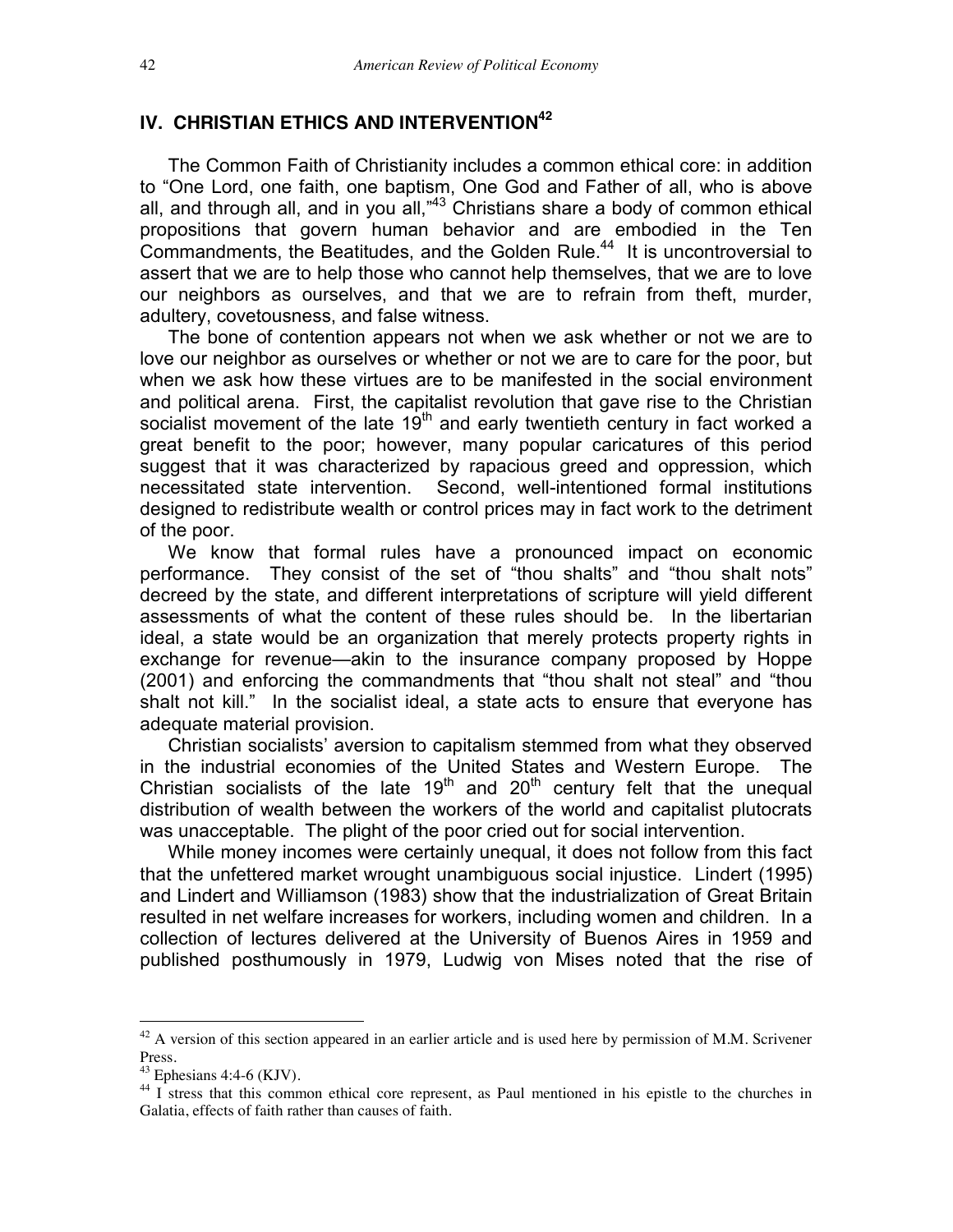## IV. CHRISTIAN ETHICS AND INTERVENTION[42]

The Common Faith of Christianity includes a common ethical core: in addition to "One Lord, one faith, one baptism, One God and Father of all, who is above all, and through all, and in you all,"[43] Christians share a body of common ethical propositions that govern human behavior and are embodied in the Ten Commandments, the Beatitudes, and the Golden Rule.[44] It is uncontroversial to assert that we are to help those who cannot help themselves, that we are to love our neighbors as ourselves, and that we are to refrain from theft, murder, adultery, covetousness, and false witness.

The bone of contention appears not when we ask whether or not we are to love our neighbor as ourselves or whether or not we are to care for the poor, but when we ask how these virtues are to be manifested in the social environment and political arena. First, the capitalist revolution that gave rise to the Christian socialist movement of the late 19th and early twentieth century in fact worked a great benefit to the poor; however, many popular caricatures of this period suggest that it was characterized by rapacious greed and oppression, which necessitated state intervention. Second, well-intentioned formal institutions designed to redistribute wealth or control prices may in fact work to the detriment of the poor.

We know that formal rules have a pronounced impact on economic performance. They consist of the set of "thou shalts" and "thou shalt nots" decreed by the state, and different interpretations of scripture will yield different assessments of what the content of these rules should be. In the libertarian ideal, a state would be an organization that merely protects property rights in exchange for revenue—akin to the insurance company proposed by Hoppe (2001) and enforcing the commandments that "thou shalt not steal" and "thou shalt not kill." In the socialist ideal, a state acts to ensure that everyone has adequate material provision.

Christian socialists' aversion to capitalism stemmed from what they observed in the industrial economies of the United States and Western Europe. The Christian socialists of the late 19th and 20th century felt that the unequal distribution of wealth between the workers of the world and capitalist plutocrats was unacceptable. The plight of the poor cried out for social intervention.

While money incomes were certainly unequal, it does not follow from this fact that the unfettered market wrought unambiguous social injustice. Lindert (1995) and Lindert and Williamson (1983) show that the industrialization of Great Britain resulted in net welfare increases for workers, including women and children. In a collection of lectures delivered at the University of Buenos Aires in 1959 and published posthumously in 1979, Ludwig von Mises noted that the rise of

---

[42] A version of this section appeared in an earlier article and is used here by permission of M.M. Scrivener Press.

[43] Ephesians 4:4-6 (KJV).

[44] I stress that this common ethical core represent, as Paul mentioned in his epistle to the churches in Galatia, effects of faith rather than causes of faith.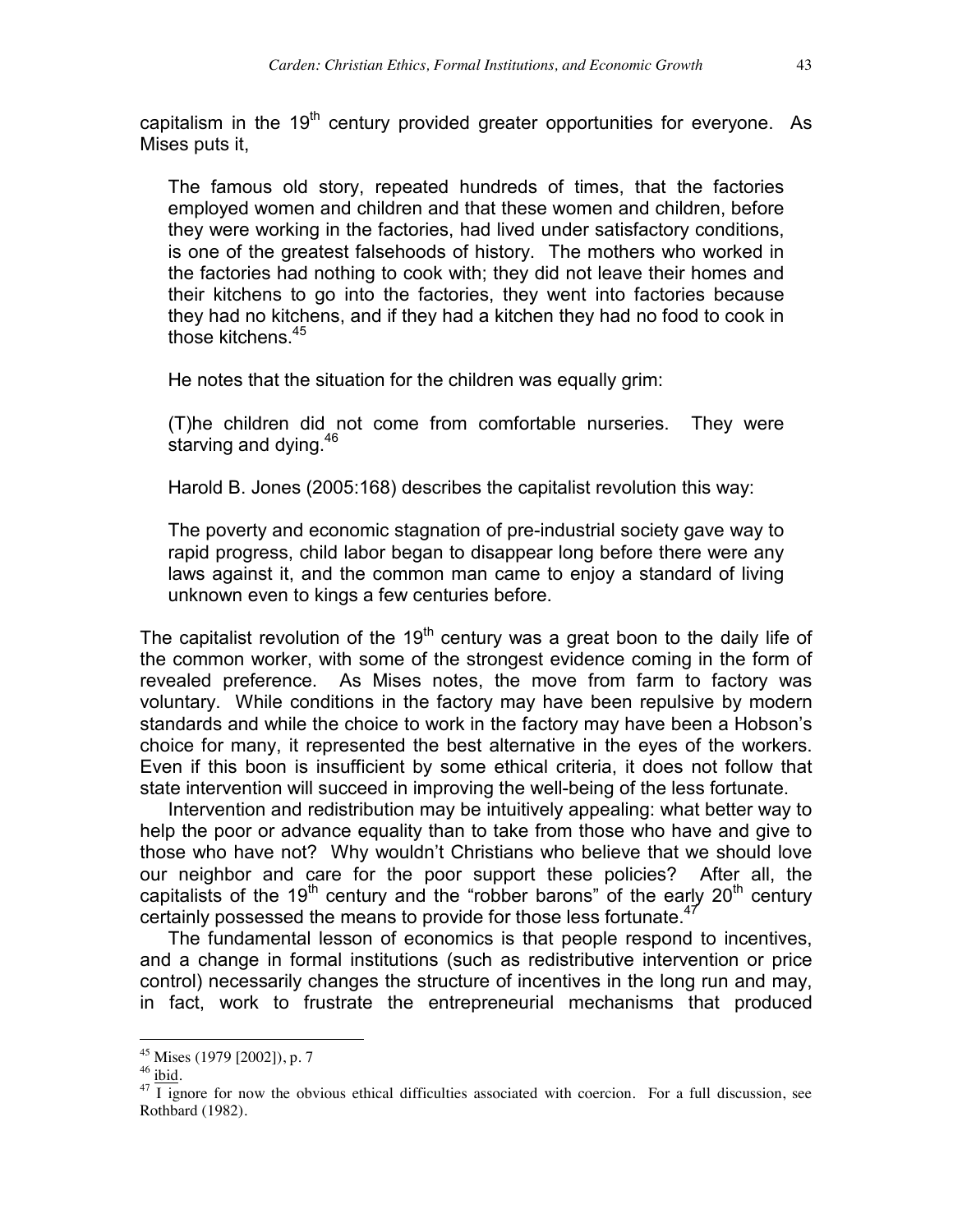capitalism in the 19th century provided greater opportunities for everyone. As Mises puts it,

> The famous old story, repeated hundreds of times, that the factories employed women and children and that these women and children, before they were working in the factories, had lived under satisfactory conditions, is one of the greatest falsehoods of history. The mothers who worked in the factories had nothing to cook with; they did not leave their homes and their kitchens to go into the factories, they went into factories because they had no kitchens, and if they had a kitchen they had no food to cook in those kitchens.[45]
>
> He notes that the situation for the children was equally grim:
>
> (T)he children did not come from comfortable nurseries. They were starving and dying.[46]
>
> Harold B. Jones (2005:168) describes the capitalist revolution this way:
>
> The poverty and economic stagnation of pre-industrial society gave way to rapid progress, child labor began to disappear long before there were any laws against it, and the common man came to enjoy a standard of living unknown even to kings a few centuries before.

The capitalist revolution of the 19th century was a great boon to the daily life of the common worker, with some of the strongest evidence coming in the form of revealed preference. As Mises notes, the move from farm to factory was voluntary. While conditions in the factory may have been repulsive by modern standards and while the choice to work in the factory may have been a Hobson's choice for many, it represented the best alternative in the eyes of the workers. Even if this boon is insufficient by some ethical criteria, it does not follow that state intervention will succeed in improving the well-being of the less fortunate.

Intervention and redistribution may be intuitively appealing: what better way to help the poor or advance equality than to take from those who have and give to those who have not? Why wouldn't Christians who believe that we should love our neighbor and care for the poor support these policies? After all, the capitalists of the 19th century and the "robber barons" of the early 20th century certainly possessed the means to provide for those less fortunate.[47]

The fundamental lesson of economics is that people respond to incentives, and a change in formal institutions (such as redistributive intervention or price control) necessarily changes the structure of incentives in the long run and may, in fact, work to frustrate the entrepreneurial mechanisms that produced

---

[45] Mises (1979 [2002]), p. 7

[46] ibid.

[47] I ignore for now the obvious ethical difficulties associated with coercion. For a full discussion, see Rothbard (1982).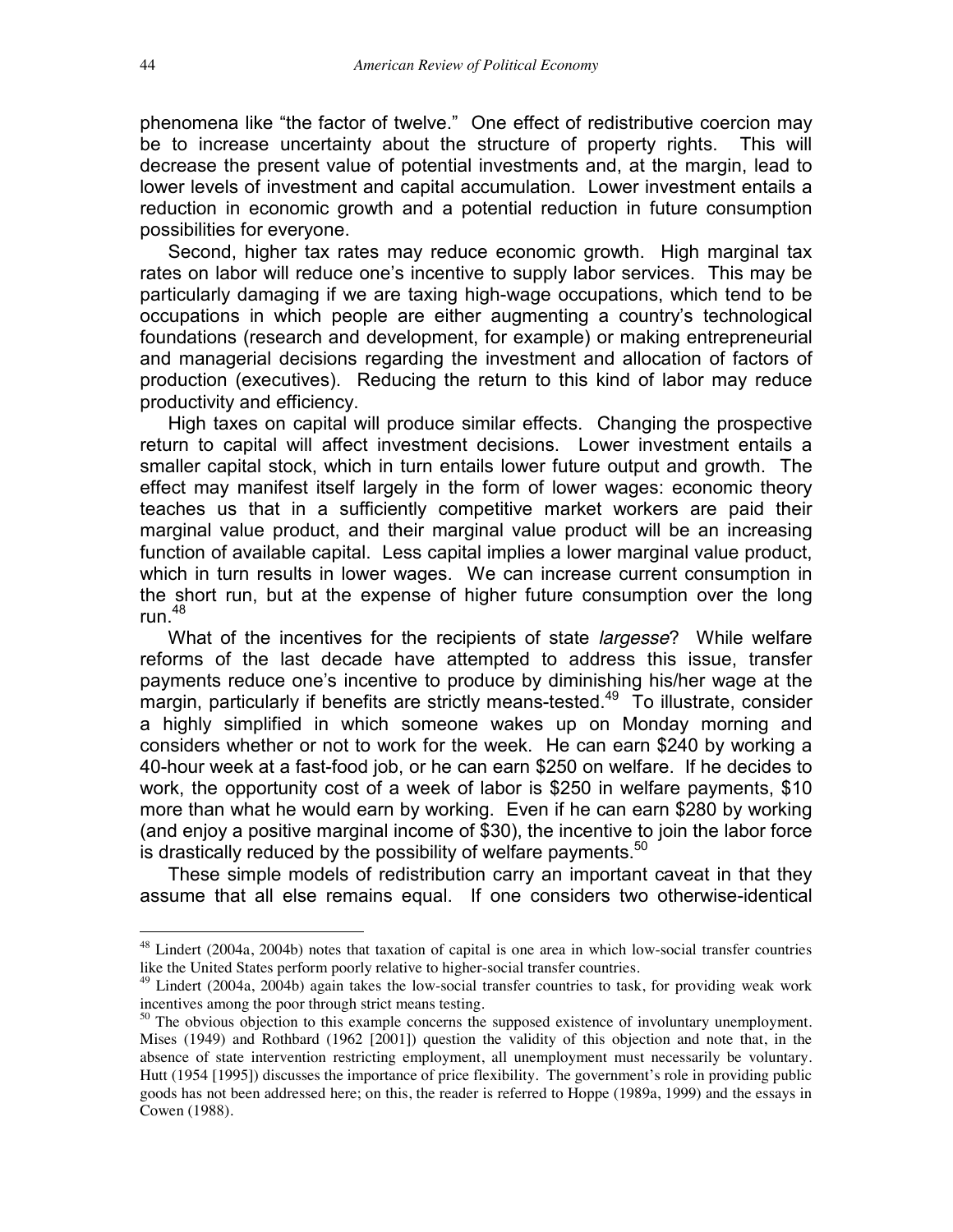phenomena like "the factor of twelve." One effect of redistributive coercion may be to increase uncertainty about the structure of property rights. This will decrease the present value of potential investments and, at the margin, lead to lower levels of investment and capital accumulation. Lower investment entails a reduction in economic growth and a potential reduction in future consumption possibilities for everyone.

Second, higher tax rates may reduce economic growth. High marginal tax rates on labor will reduce one's incentive to supply labor services. This may be particularly damaging if we are taxing high-wage occupations, which tend to be occupations in which people are either augmenting a country's technological foundations (research and development, for example) or making entrepreneurial and managerial decisions regarding the investment and allocation of factors of production (executives). Reducing the return to this kind of labor may reduce productivity and efficiency.

High taxes on capital will produce similar effects. Changing the prospective return to capital will affect investment decisions. Lower investment entails a smaller capital stock, which in turn entails lower future output and growth. The effect may manifest itself largely in the form of lower wages: economic theory teaches us that in a sufficiently competitive market workers are paid their marginal value product, and their marginal value product will be an increasing function of available capital. Less capital implies a lower marginal value product, which in turn results in lower wages. We can increase current consumption in the short run, but at the expense of higher future consumption over the long run.[48]

What of the incentives for the recipients of state *largesse*? While welfare reforms of the last decade have attempted to address this issue, transfer payments reduce one's incentive to produce by diminishing his/her wage at the margin, particularly if benefits are strictly means-tested.[49] To illustrate, consider a highly simplified in which someone wakes up on Monday morning and considers whether or not to work for the week. He can earn \$240 by working a 40-hour week at a fast-food job, or he can earn \$250 on welfare. If he decides to work, the opportunity cost of a week of labor is \$250 in welfare payments, \$10 more than what he would earn by working. Even if he can earn \$280 by working (and enjoy a positive marginal income of \$30), the incentive to join the labor force is drastically reduced by the possibility of welfare payments.[50]

These simple models of redistribution carry an important caveat in that they assume that all else remains equal. If one considers two otherwise-identical

---

[48] Lindert (2004a, 2004b) notes that taxation of capital is one area in which low-social transfer countries like the United States perform poorly relative to higher-social transfer countries.

[49] Lindert (2004a, 2004b) again takes the low-social transfer countries to task, for providing weak work incentives among the poor through strict means testing.

[50] The obvious objection to this example concerns the supposed existence of involuntary unemployment. Mises (1949) and Rothbard (1962 [2001]) question the validity of this objection and note that, in the absence of state intervention restricting employment, all unemployment must necessarily be voluntary. Hutt (1954 [1995]) discusses the importance of price flexibility. The government's role in providing public goods has not been addressed here; on this, the reader is referred to Hoppe (1989a, 1999) and the essays in Cowen (1988).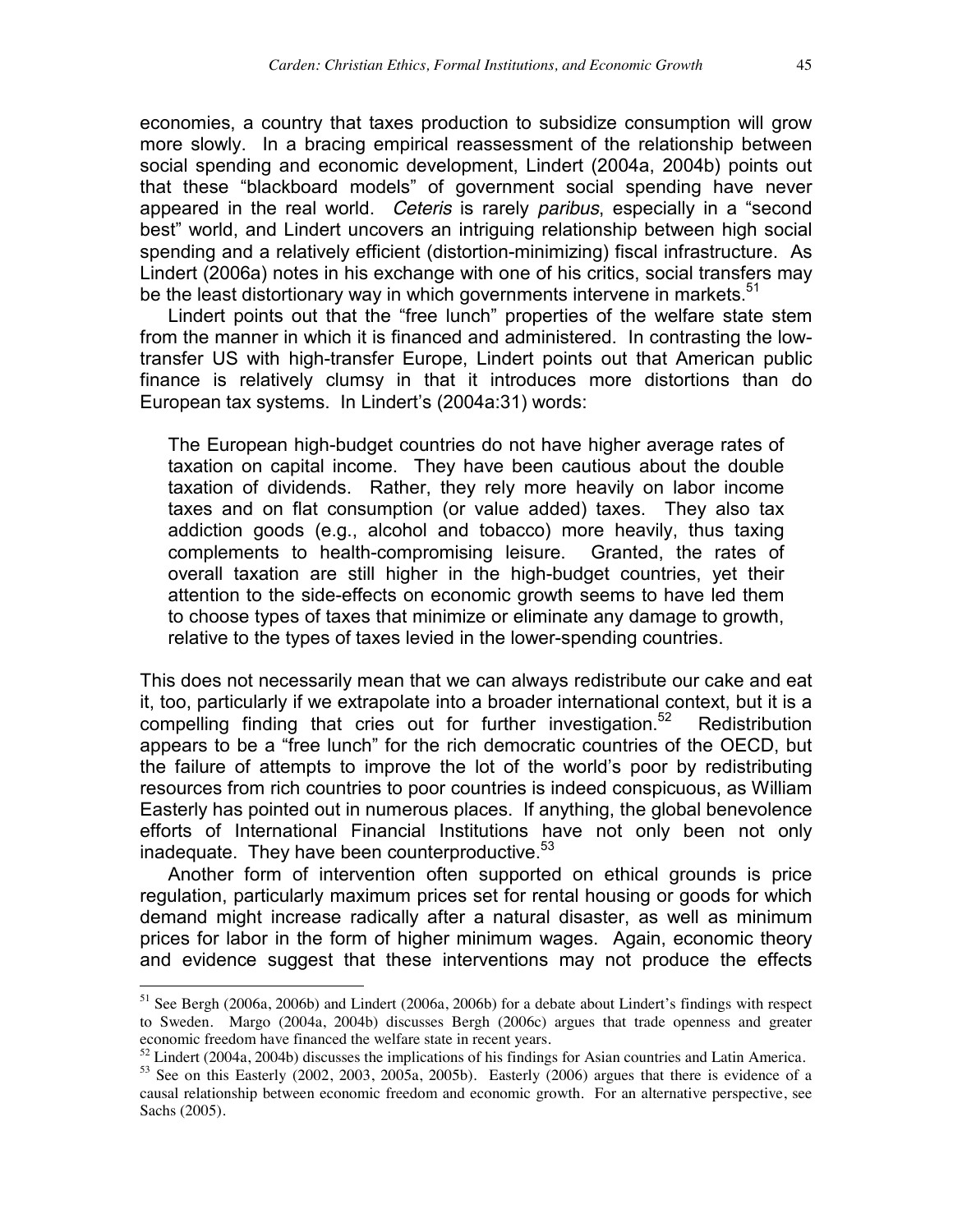economies, a country that taxes production to subsidize consumption will grow more slowly. In a bracing empirical reassessment of the relationship between social spending and economic development, Lindert (2004a, 2004b) points out that these "blackboard models" of government social spending have never appeared in the real world. *Ceteris* is rarely *paribus*, especially in a "second best" world, and Lindert uncovers an intriguing relationship between high social spending and a relatively efficient (distortion-minimizing) fiscal infrastructure. As Lindert (2006a) notes in his exchange with one of his critics, social transfers may be the least distortionary way in which governments intervene in markets.[51]

Lindert points out that the "free lunch" properties of the welfare state stem from the manner in which it is financed and administered. In contrasting the low-transfer US with high-transfer Europe, Lindert points out that American public finance is relatively clumsy in that it introduces more distortions than do European tax systems. In Lindert's (2004a:31) words:

> The European high-budget countries do not have higher average rates of taxation on capital income. They have been cautious about the double taxation of dividends. Rather, they rely more heavily on labor income taxes and on flat consumption (or value added) taxes. They also tax addiction goods (e.g., alcohol and tobacco) more heavily, thus taxing complements to health-compromising leisure. Granted, the rates of overall taxation are still higher in the high-budget countries, yet their attention to the side-effects on economic growth seems to have led them to choose types of taxes that minimize or eliminate any damage to growth, relative to the types of taxes levied in the lower-spending countries.

This does not necessarily mean that we can always redistribute our cake and eat it, too, particularly if we extrapolate into a broader international context, but it is a compelling finding that cries out for further investigation.[52] Redistribution appears to be a "free lunch" for the rich democratic countries of the OECD, but the failure of attempts to improve the lot of the world's poor by redistributing resources from rich countries to poor countries is indeed conspicuous, as William Easterly has pointed out in numerous places. If anything, the global benevolence efforts of International Financial Institutions have not only been not only inadequate. They have been counterproductive.[53]

Another form of intervention often supported on ethical grounds is price regulation, particularly maximum prices set for rental housing or goods for which demand might increase radically after a natural disaster, as well as minimum prices for labor in the form of higher minimum wages. Again, economic theory and evidence suggest that these interventions may not produce the effects

---

[51] See Bergh (2006a, 2006b) and Lindert (2006a, 2006b) for a debate about Lindert's findings with respect to Sweden. Margo (2004a, 2004b) discusses Bergh (2006c) argues that trade openness and greater economic freedom have financed the welfare state in recent years.

[52] Lindert (2004a, 2004b) discusses the implications of his findings for Asian countries and Latin America.

[53] See on this Easterly (2002, 2003, 2005a, 2005b). Easterly (2006) argues that there is evidence of a causal relationship between economic freedom and economic growth. For an alternative perspective, see Sachs (2005).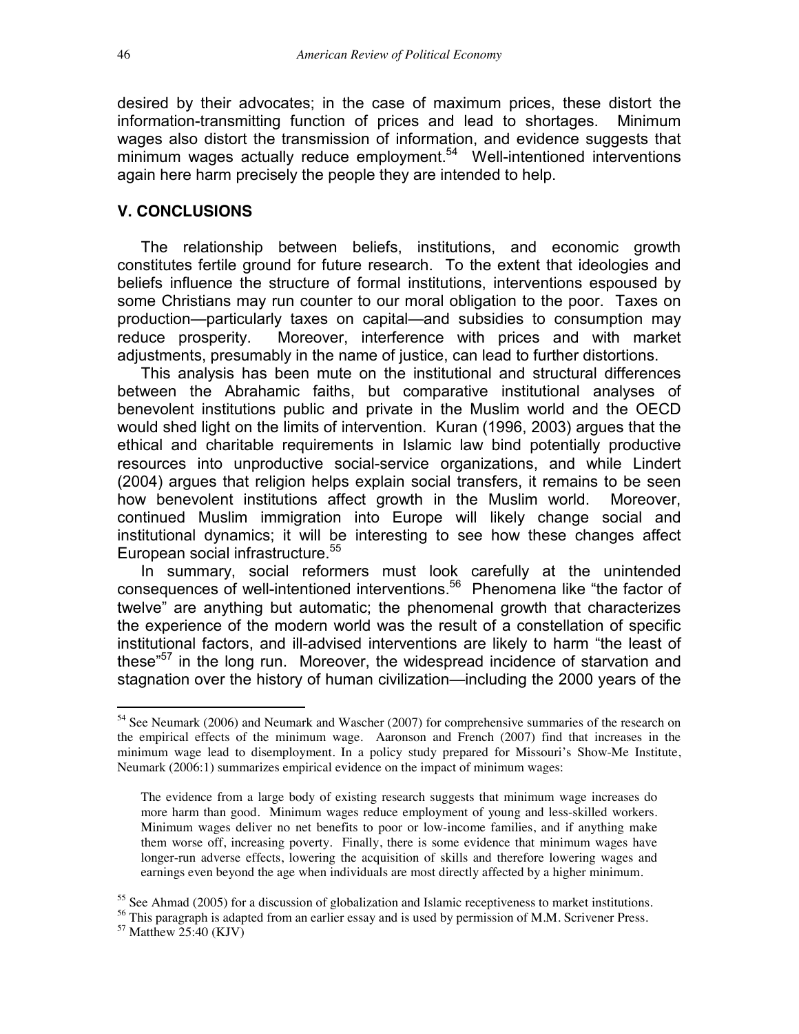desired by their advocates; in the case of maximum prices, these distort the information-transmitting function of prices and lead to shortages. Minimum wages also distort the transmission of information, and evidence suggests that minimum wages actually reduce employment.[54] Well-intentioned interventions again here harm precisely the people they are intended to help.

## V. CONCLUSIONS

The relationship between beliefs, institutions, and economic growth constitutes fertile ground for future research. To the extent that ideologies and beliefs influence the structure of formal institutions, interventions espoused by some Christians may run counter to our moral obligation to the poor. Taxes on production—particularly taxes on capital—and subsidies to consumption may reduce prosperity. Moreover, interference with prices and with market adjustments, presumably in the name of justice, can lead to further distortions.

This analysis has been mute on the institutional and structural differences between the Abrahamic faiths, but comparative institutional analyses of benevolent institutions public and private in the Muslim world and the OECD would shed light on the limits of intervention. Kuran (1996, 2003) argues that the ethical and charitable requirements in Islamic law bind potentially productive resources into unproductive social-service organizations, and while Lindert (2004) argues that religion helps explain social transfers, it remains to be seen how benevolent institutions affect growth in the Muslim world. Moreover, continued Muslim immigration into Europe will likely change social and institutional dynamics; it will be interesting to see how these changes affect European social infrastructure.[55]

In summary, social reformers must look carefully at the unintended consequences of well-intentioned interventions.[56] Phenomena like "the factor of twelve" are anything but automatic; the phenomenal growth that characterizes the experience of the modern world was the result of a constellation of specific institutional factors, and ill-advised interventions are likely to harm "the least of these"[57] in the long run. Moreover, the widespread incidence of starvation and stagnation over the history of human civilization—including the 2000 years of the

---

[54] See Neumark (2006) and Neumark and Wascher (2007) for comprehensive summaries of the research on the empirical effects of the minimum wage. Aaronson and French (2007) find that increases in the minimum wage lead to disemployment. In a policy study prepared for Missouri's Show-Me Institute, Neumark (2006:1) summarizes empirical evidence on the impact of minimum wages:

> The evidence from a large body of existing research suggests that minimum wage increases do more harm than good. Minimum wages reduce employment of young and less-skilled workers. Minimum wages deliver no net benefits to poor or low-income families, and if anything make them worse off, increasing poverty. Finally, there is some evidence that minimum wages have longer-run adverse effects, lowering the acquisition of skills and therefore lowering wages and earnings even beyond the age when individuals are most directly affected by a higher minimum.

[55] See Ahmad (2005) for a discussion of globalization and Islamic receptiveness to market institutions.

[56] This paragraph is adapted from an earlier essay and is used by permission of M.M. Scrivener Press.

[57] Matthew 25:40 (KJV)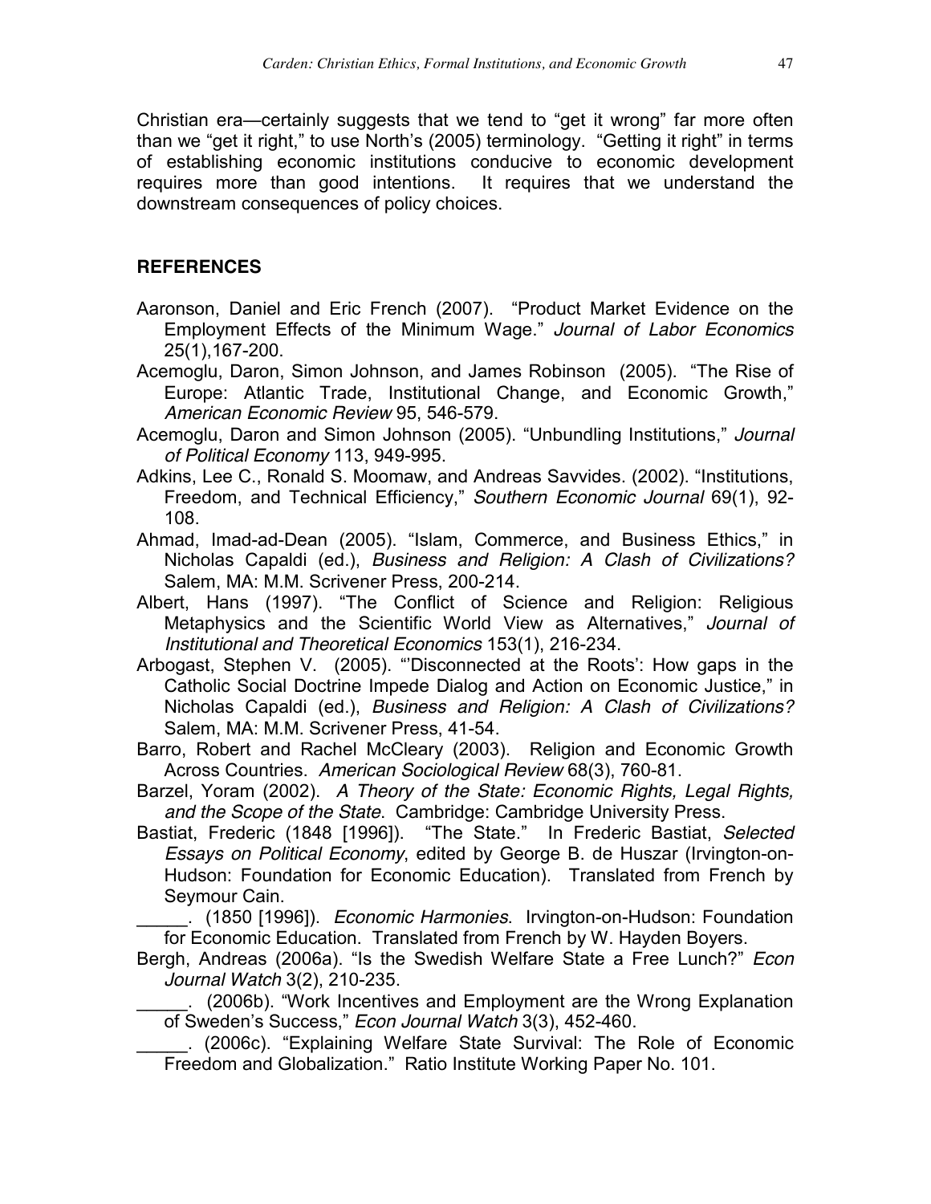Christian era—certainly suggests that we tend to "get it wrong" far more often than we "get it right," to use North's (2005) terminology. "Getting it right" in terms of establishing economic institutions conducive to economic development requires more than good intentions. It requires that we understand the downstream consequences of policy choices.

## REFERENCES

Aaronson, Daniel and Eric French (2007). "Product Market Evidence on the Employment Effects of the Minimum Wage." *Journal of Labor Economics* 25(1),167-200.

Acemoglu, Daron, Simon Johnson, and James Robinson (2005). "The Rise of Europe: Atlantic Trade, Institutional Change, and Economic Growth," *American Economic Review* 95, 546-579.

Acemoglu, Daron and Simon Johnson (2005). "Unbundling Institutions," *Journal of Political Economy* 113, 949-995.

Adkins, Lee C., Ronald S. Moomaw, and Andreas Savvides. (2002). "Institutions, Freedom, and Technical Efficiency," *Southern Economic Journal* 69(1), 92-108.

Ahmad, Imad-ad-Dean (2005). "Islam, Commerce, and Business Ethics," in Nicholas Capaldi (ed.), *Business and Religion: A Clash of Civilizations?* Salem, MA: M.M. Scrivener Press, 200-214.

Albert, Hans (1997). "The Conflict of Science and Religion: Religious Metaphysics and the Scientific World View as Alternatives," *Journal of Institutional and Theoretical Economics* 153(1), 216-234.

Arbogast, Stephen V. (2005). "'Disconnected at the Roots': How gaps in the Catholic Social Doctrine Impede Dialog and Action on Economic Justice," in Nicholas Capaldi (ed.), *Business and Religion: A Clash of Civilizations?* Salem, MA: M.M. Scrivener Press, 41-54.

Barro, Robert and Rachel McCleary (2003). Religion and Economic Growth Across Countries. *American Sociological Review* 68(3), 760-81.

Barzel, Yoram (2002). *A Theory of the State: Economic Rights, Legal Rights, and the Scope of the State*. Cambridge: Cambridge University Press.

Bastiat, Frederic (1848 [1996]). "The State." In Frederic Bastiat, *Selected Essays on Political Economy*, edited by George B. de Huszar (Irvington-on-Hudson: Foundation for Economic Education). Translated from French by Seymour Cain.

_____. (1850 [1996]). *Economic Harmonies*. Irvington-on-Hudson: Foundation for Economic Education. Translated from French by W. Hayden Boyers.

Bergh, Andreas (2006a). "Is the Swedish Welfare State a Free Lunch?" *Econ Journal Watch* 3(2), 210-235.

_____. (2006b). "Work Incentives and Employment are the Wrong Explanation of Sweden's Success," *Econ Journal Watch* 3(3), 452-460.

_____. (2006c). "Explaining Welfare State Survival: The Role of Economic Freedom and Globalization." Ratio Institute Working Paper No. 101.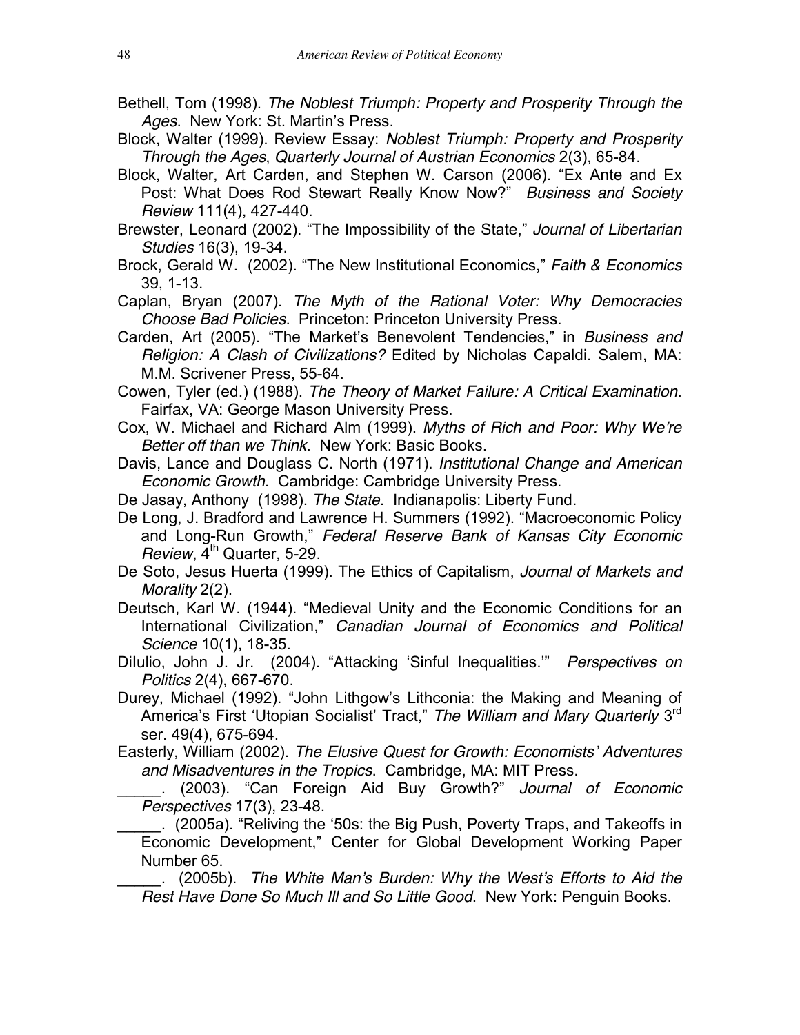Bethell, Tom (1998). *The Noblest Triumph: Property and Prosperity Through the Ages*. New York: St. Martin's Press.

Block, Walter (1999). Review Essay: *Noblest Triumph: Property and Prosperity Through the Ages*, *Quarterly Journal of Austrian Economics* 2(3), 65-84.

Block, Walter, Art Carden, and Stephen W. Carson (2006). "Ex Ante and Ex Post: What Does Rod Stewart Really Know Now?" *Business and Society Review* 111(4), 427-440.

Brewster, Leonard (2002). "The Impossibility of the State," *Journal of Libertarian Studies* 16(3), 19-34.

Brock, Gerald W. (2002). "The New Institutional Economics," *Faith & Economics* 39, 1-13.

Caplan, Bryan (2007). *The Myth of the Rational Voter: Why Democracies Choose Bad Policies*. Princeton: Princeton University Press.

Carden, Art (2005). "The Market's Benevolent Tendencies," in *Business and Religion: A Clash of Civilizations?* Edited by Nicholas Capaldi. Salem, MA: M.M. Scrivener Press, 55-64.

Cowen, Tyler (ed.) (1988). *The Theory of Market Failure: A Critical Examination*. Fairfax, VA: George Mason University Press.

Cox, W. Michael and Richard Alm (1999). *Myths of Rich and Poor: Why We're Better off than we Think*. New York: Basic Books.

Davis, Lance and Douglass C. North (1971). *Institutional Change and American Economic Growth*. Cambridge: Cambridge University Press.

De Jasay, Anthony (1998). *The State*. Indianapolis: Liberty Fund.

De Long, J. Bradford and Lawrence H. Summers (1992). "Macroeconomic Policy and Long-Run Growth," *Federal Reserve Bank of Kansas City Economic Review*, 4th Quarter, 5-29.

De Soto, Jesus Huerta (1999). The Ethics of Capitalism, *Journal of Markets and Morality* 2(2).

Deutsch, Karl W. (1944). "Medieval Unity and the Economic Conditions for an International Civilization," *Canadian Journal of Economics and Political Science* 10(1), 18-35.

DiIulio, John J. Jr. (2004). "Attacking 'Sinful Inequalities.'" *Perspectives on Politics* 2(4), 667-670.

Durey, Michael (1992). "John Lithgow's Lithconia: the Making and Meaning of America's First 'Utopian Socialist' Tract," *The William and Mary Quarterly* 3rd ser. 49(4), 675-694.

Easterly, William (2002). *The Elusive Quest for Growth: Economists' Adventures and Misadventures in the Tropics*. Cambridge, MA: MIT Press.

_____. (2003). "Can Foreign Aid Buy Growth?" *Journal of Economic Perspectives* 17(3), 23-48.

_____. (2005a). "Reliving the '50s: the Big Push, Poverty Traps, and Takeoffs in Economic Development," Center for Global Development Working Paper Number 65.

_____. (2005b). *The White Man's Burden: Why the West's Efforts to Aid the Rest Have Done So Much Ill and So Little Good*. New York: Penguin Books.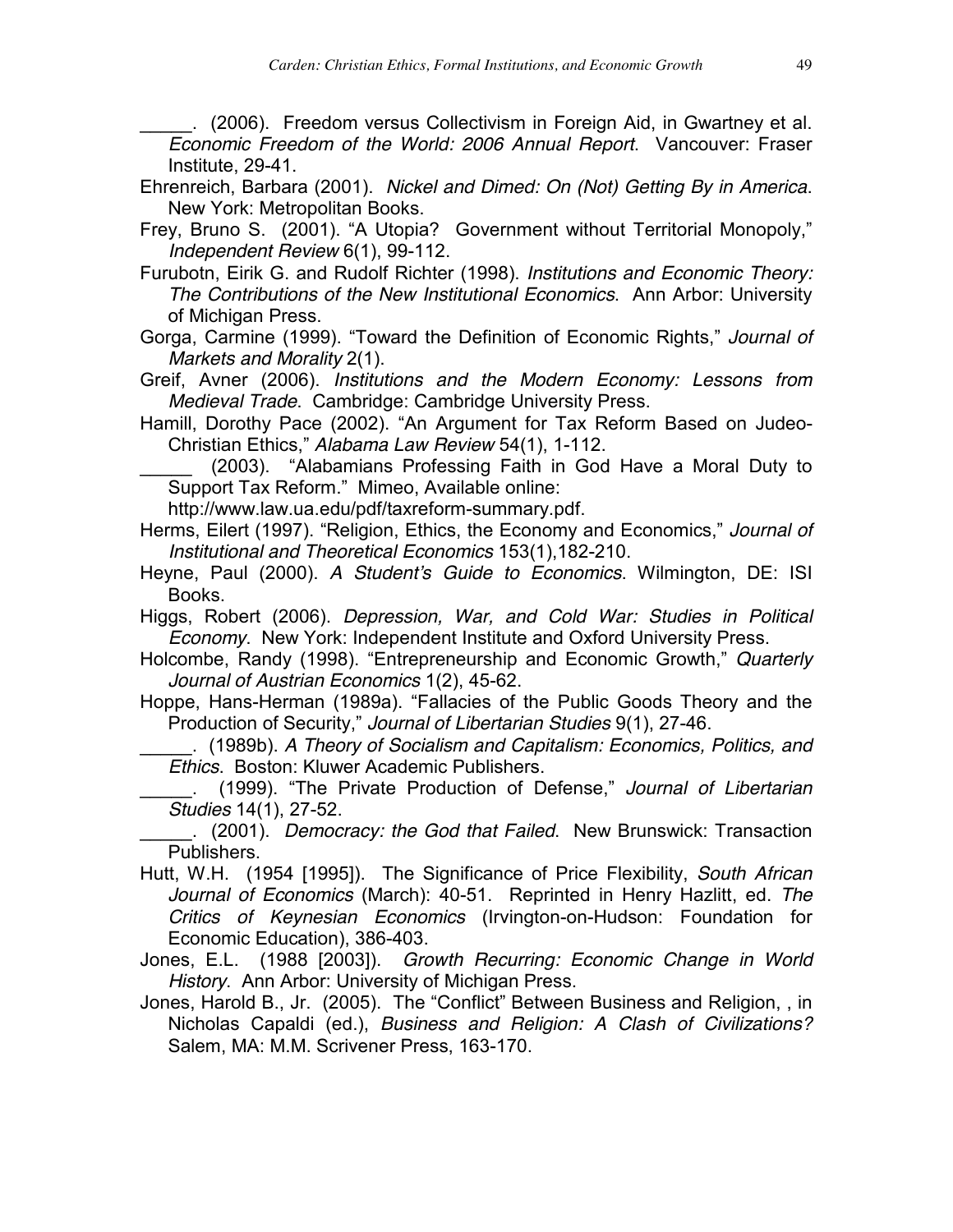_____. (2006). Freedom versus Collectivism in Foreign Aid, in Gwartney et al. *Economic Freedom of the World: 2006 Annual Report*. Vancouver: Fraser Institute, 29-41.

Ehrenreich, Barbara (2001). *Nickel and Dimed: On (Not) Getting By in America*. New York: Metropolitan Books.

Frey, Bruno S. (2001). "A Utopia? Government without Territorial Monopoly," *Independent Review* 6(1), 99-112.

Furubotn, Eirik G. and Rudolf Richter (1998). *Institutions and Economic Theory: The Contributions of the New Institutional Economics*. Ann Arbor: University of Michigan Press.

Gorga, Carmine (1999). "Toward the Definition of Economic Rights," *Journal of Markets and Morality* 2(1).

Greif, Avner (2006). *Institutions and the Modern Economy: Lessons from Medieval Trade*. Cambridge: Cambridge University Press.

Hamill, Dorothy Pace (2002). "An Argument for Tax Reform Based on Judeo-Christian Ethics," *Alabama Law Review* 54(1), 1-112.

_____ (2003). "Alabamians Professing Faith in God Have a Moral Duty to Support Tax Reform." Mimeo, Available online: http://www.law.ua.edu/pdf/taxreform-summary.pdf.

Herms, Eilert (1997). "Religion, Ethics, the Economy and Economics," *Journal of Institutional and Theoretical Economics* 153(1),182-210.

Heyne, Paul (2000). *A Student's Guide to Economics*. Wilmington, DE: ISI Books.

Higgs, Robert (2006). *Depression, War, and Cold War: Studies in Political Economy*. New York: Independent Institute and Oxford University Press.

Holcombe, Randy (1998). "Entrepreneurship and Economic Growth," *Quarterly Journal of Austrian Economics* 1(2), 45-62.

Hoppe, Hans-Herman (1989a). "Fallacies of the Public Goods Theory and the Production of Security," *Journal of Libertarian Studies* 9(1), 27-46.

_____. (1989b). *A Theory of Socialism and Capitalism: Economics, Politics, and Ethics*. Boston: Kluwer Academic Publishers.

_____. (1999). "The Private Production of Defense," *Journal of Libertarian Studies* 14(1), 27-52.

_____. (2001). *Democracy: the God that Failed*. New Brunswick: Transaction Publishers.

Hutt, W.H. (1954 [1995]). The Significance of Price Flexibility, *South African Journal of Economics* (March): 40-51. Reprinted in Henry Hazlitt, ed. *The Critics of Keynesian Economics* (Irvington-on-Hudson: Foundation for Economic Education), 386-403.

Jones, E.L. (1988 [2003]). *Growth Recurring: Economic Change in World History*. Ann Arbor: University of Michigan Press.

Jones, Harold B., Jr. (2005). The "Conflict" Between Business and Religion, , in Nicholas Capaldi (ed.), *Business and Religion: A Clash of Civilizations?* Salem, MA: M.M. Scrivener Press, 163-170.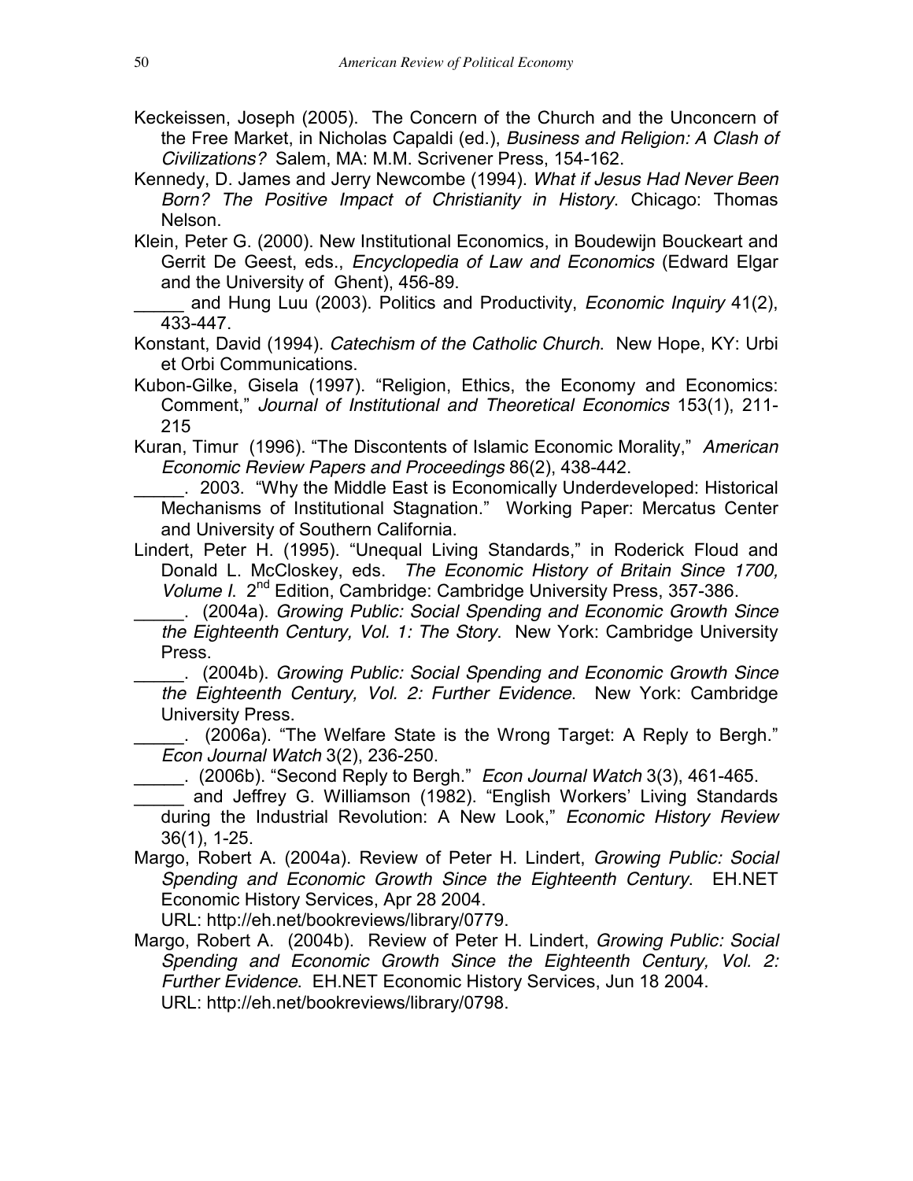Keckeissen, Joseph (2005). The Concern of the Church and the Unconcern of the Free Market, in Nicholas Capaldi (ed.), *Business and Religion: A Clash of Civilizations?* Salem, MA: M.M. Scrivener Press, 154-162.

Kennedy, D. James and Jerry Newcombe (1994). *What if Jesus Had Never Been Born? The Positive Impact of Christianity in History*. Chicago: Thomas Nelson.

Klein, Peter G. (2000). New Institutional Economics, in Boudewijn Bouckeart and Gerrit De Geest, eds., *Encyclopedia of Law and Economics* (Edward Elgar and the University of Ghent), 456-89.

_____ and Hung Luu (2003). Politics and Productivity, *Economic Inquiry* 41(2), 433-447.

Konstant, David (1994). *Catechism of the Catholic Church*. New Hope, KY: Urbi et Orbi Communications.

Kubon-Gilke, Gisela (1997). "Religion, Ethics, the Economy and Economics: Comment," *Journal of Institutional and Theoretical Economics* 153(1), 211-215

Kuran, Timur (1996). "The Discontents of Islamic Economic Morality," *American Economic Review Papers and Proceedings* 86(2), 438-442.

_____. 2003. "Why the Middle East is Economically Underdeveloped: Historical Mechanisms of Institutional Stagnation." Working Paper: Mercatus Center and University of Southern California.

Lindert, Peter H. (1995). "Unequal Living Standards," in Roderick Floud and Donald L. McCloskey, eds. *The Economic History of Britain Since 1700, Volume I*. 2nd Edition, Cambridge: Cambridge University Press, 357-386.

_____. (2004a). *Growing Public: Social Spending and Economic Growth Since the Eighteenth Century, Vol. 1: The Story*. New York: Cambridge University Press.

_____. (2004b). *Growing Public: Social Spending and Economic Growth Since the Eighteenth Century, Vol. 2: Further Evidence*. New York: Cambridge University Press.

_____. (2006a). "The Welfare State is the Wrong Target: A Reply to Bergh." *Econ Journal Watch* 3(2), 236-250.

_____. (2006b). "Second Reply to Bergh." *Econ Journal Watch* 3(3), 461-465.

_____ and Jeffrey G. Williamson (1982). "English Workers' Living Standards during the Industrial Revolution: A New Look," *Economic History Review* 36(1), 1-25.

Margo, Robert A. (2004a). Review of Peter H. Lindert, *Growing Public: Social Spending and Economic Growth Since the Eighteenth Century*. EH.NET Economic History Services, Apr 28 2004. URL: http://eh.net/bookreviews/library/0779.

Margo, Robert A. (2004b). Review of Peter H. Lindert, *Growing Public: Social Spending and Economic Growth Since the Eighteenth Century, Vol. 2: Further Evidence*. EH.NET Economic History Services, Jun 18 2004. URL: http://eh.net/bookreviews/library/0798.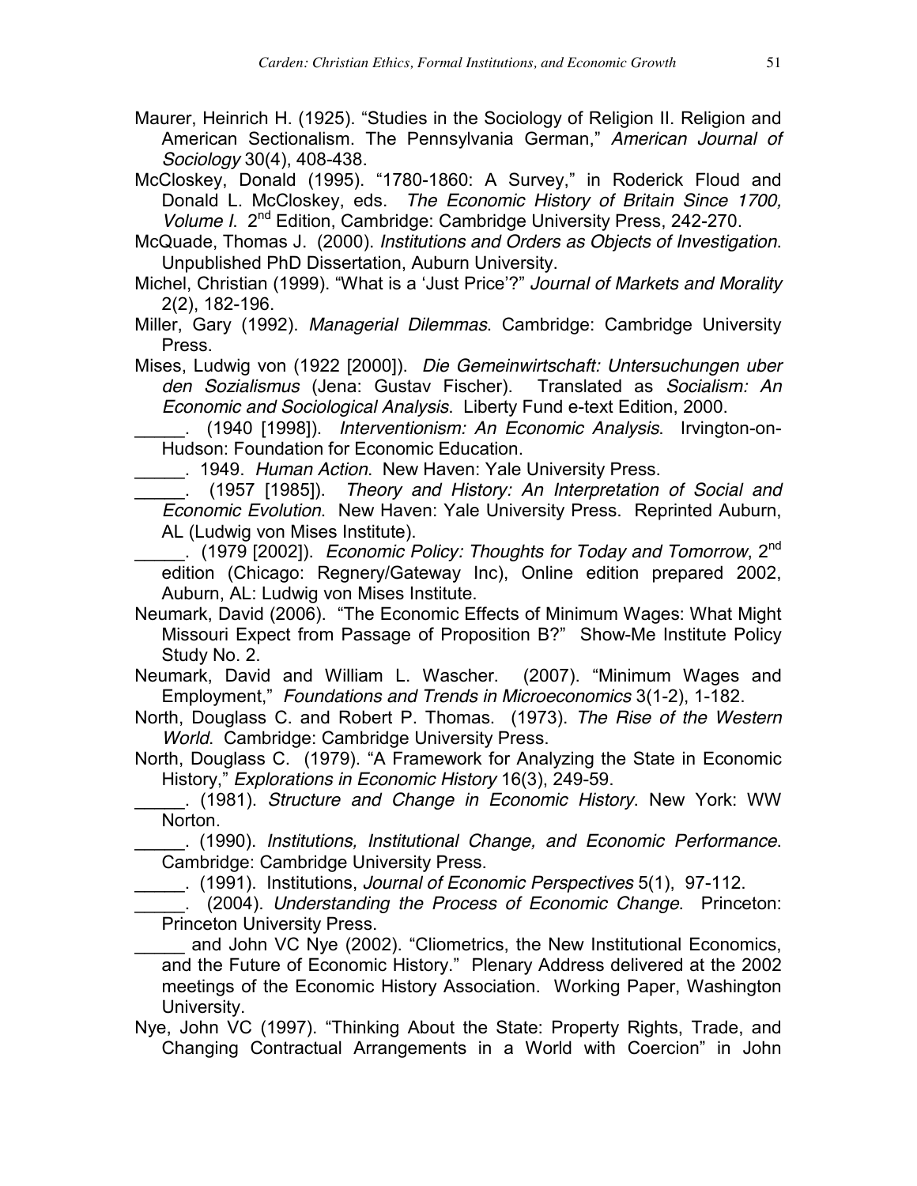Maurer, Heinrich H. (1925). "Studies in the Sociology of Religion II. Religion and American Sectionalism. The Pennsylvania German," *American Journal of Sociology* 30(4), 408-438.

McCloskey, Donald (1995). "1780-1860: A Survey," in Roderick Floud and Donald L. McCloskey, eds. *The Economic History of Britain Since 1700, Volume I*. 2nd Edition, Cambridge: Cambridge University Press, 242-270.

McQuade, Thomas J. (2000). *Institutions and Orders as Objects of Investigation*. Unpublished PhD Dissertation, Auburn University.

Michel, Christian (1999). "What is a 'Just Price'?" *Journal of Markets and Morality* 2(2), 182-196.

Miller, Gary (1992). *Managerial Dilemmas*. Cambridge: Cambridge University Press.

Mises, Ludwig von (1922 [2000]). *Die Gemeinwirtschaft: Untersuchungen uber den Sozialismus* (Jena: Gustav Fischer). Translated as *Socialism: An Economic and Sociological Analysis*. Liberty Fund e-text Edition, 2000.

_____. (1940 [1998]). *Interventionism: An Economic Analysis*. Irvington-on-Hudson: Foundation for Economic Education.

_____. 1949. *Human Action*. New Haven: Yale University Press.

_____. (1957 [1985]). *Theory and History: An Interpretation of Social and Economic Evolution*. New Haven: Yale University Press. Reprinted Auburn, AL (Ludwig von Mises Institute).

_____. (1979 [2002]). *Economic Policy: Thoughts for Today and Tomorrow*, 2nd edition (Chicago: Regnery/Gateway Inc), Online edition prepared 2002, Auburn, AL: Ludwig von Mises Institute.

Neumark, David (2006). "The Economic Effects of Minimum Wages: What Might Missouri Expect from Passage of Proposition B?" Show-Me Institute Policy Study No. 2.

Neumark, David and William L. Wascher. (2007). "Minimum Wages and Employment," *Foundations and Trends in Microeconomics* 3(1-2), 1-182.

North, Douglass C. and Robert P. Thomas. (1973). *The Rise of the Western World*. Cambridge: Cambridge University Press.

North, Douglass C. (1979). "A Framework for Analyzing the State in Economic History," *Explorations in Economic History* 16(3), 249-59.

_____. (1981). *Structure and Change in Economic History*. New York: WW Norton.

_____. (1990). *Institutions, Institutional Change, and Economic Performance*. Cambridge: Cambridge University Press.

_____. (1991). Institutions, *Journal of Economic Perspectives* 5(1), 97-112.

_____. (2004). *Understanding the Process of Economic Change*. Princeton: Princeton University Press.

_____ and John VC Nye (2002). "Cliometrics, the New Institutional Economics, and the Future of Economic History." Plenary Address delivered at the 2002 meetings of the Economic History Association. Working Paper, Washington University.

Nye, John VC (1997). "Thinking About the State: Property Rights, Trade, and Changing Contractual Arrangements in a World with Coercion" in John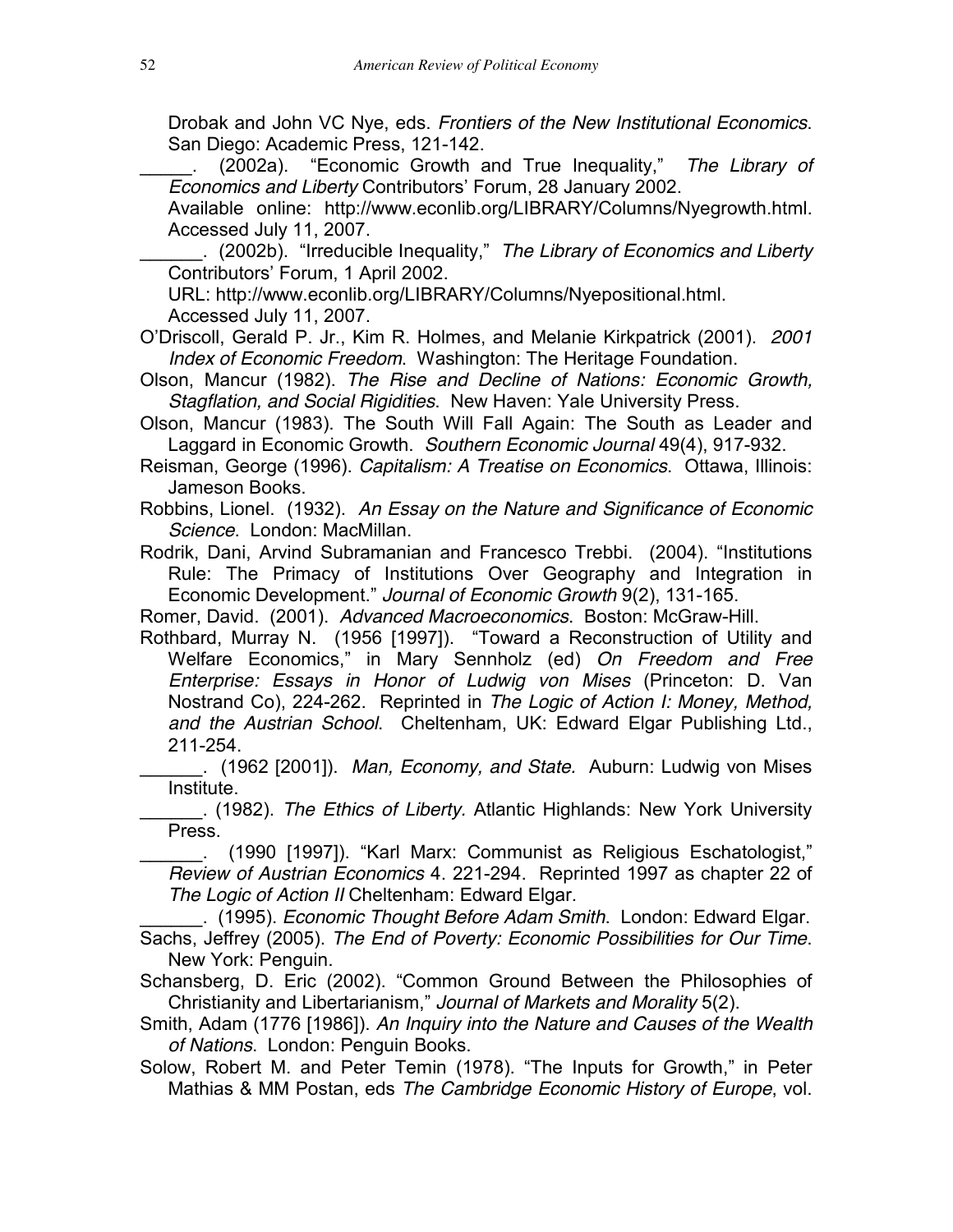Drobak and John VC Nye, eds. *Frontiers of the New Institutional Economics*. San Diego: Academic Press, 121-142.

_____. (2002a). "Economic Growth and True Inequality," *The Library of Economics and Liberty* Contributors' Forum, 28 January 2002. Available online: http://www.econlib.org/LIBRARY/Columns/Nyegrowth.html. Accessed July 11, 2007.

______. (2002b). "Irreducible Inequality," *The Library of Economics and Liberty* Contributors' Forum, 1 April 2002. URL: http://www.econlib.org/LIBRARY/Columns/Nyepositional.html. Accessed July 11, 2007.

O'Driscoll, Gerald P. Jr., Kim R. Holmes, and Melanie Kirkpatrick (2001). *2001 Index of Economic Freedom*. Washington: The Heritage Foundation.

Olson, Mancur (1982). *The Rise and Decline of Nations: Economic Growth, Stagflation, and Social Rigidities*. New Haven: Yale University Press.

Olson, Mancur (1983). The South Will Fall Again: The South as Leader and Laggard in Economic Growth. *Southern Economic Journal* 49(4), 917-932.

Reisman, George (1996). *Capitalism: A Treatise on Economics*. Ottawa, Illinois: Jameson Books.

Robbins, Lionel. (1932). *An Essay on the Nature and Significance of Economic Science*. London: MacMillan.

Rodrik, Dani, Arvind Subramanian and Francesco Trebbi. (2004). "Institutions Rule: The Primacy of Institutions Over Geography and Integration in Economic Development." *Journal of Economic Growth* 9(2), 131-165.

Romer, David. (2001). *Advanced Macroeconomics*. Boston: McGraw-Hill.

Rothbard, Murray N. (1956 [1997]). "Toward a Reconstruction of Utility and Welfare Economics," in Mary Sennholz (ed) *On Freedom and Free Enterprise: Essays in Honor of Ludwig von Mises* (Princeton: D. Van Nostrand Co), 224-262. Reprinted in *The Logic of Action I: Money, Method, and the Austrian School*. Cheltenham, UK: Edward Elgar Publishing Ltd., 211-254.

______. (1962 [2001]). *Man, Economy, and State.* Auburn: Ludwig von Mises Institute.

______. (1982). *The Ethics of Liberty.* Atlantic Highlands: New York University Press.

______. (1990 [1997]). "Karl Marx: Communist as Religious Eschatologist," *Review of Austrian Economics* 4. 221-294. Reprinted 1997 as chapter 22 of *The Logic of Action II* Cheltenham: Edward Elgar.

______. (1995). *Economic Thought Before Adam Smith*. London: Edward Elgar.

Sachs, Jeffrey (2005). *The End of Poverty: Economic Possibilities for Our Time*. New York: Penguin.

Schansberg, D. Eric (2002). "Common Ground Between the Philosophies of Christianity and Libertarianism," *Journal of Markets and Morality* 5(2).

Smith, Adam (1776 [1986]). *An Inquiry into the Nature and Causes of the Wealth of Nations*. London: Penguin Books.

Solow, Robert M. and Peter Temin (1978). "The Inputs for Growth," in Peter Mathias & MM Postan, eds *The Cambridge Economic History of Europe*, vol.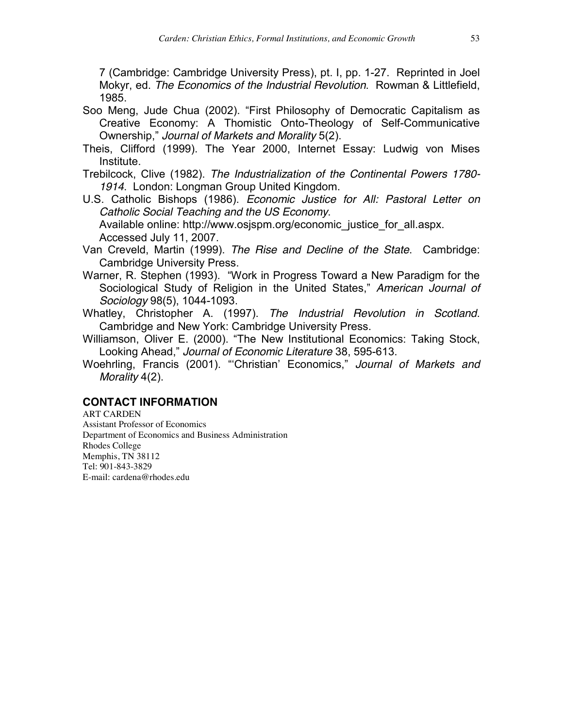7 (Cambridge: Cambridge University Press), pt. I, pp. 1-27. Reprinted in Joel Mokyr, ed. *The Economics of the Industrial Revolution*. Rowman & Littlefield, 1985.

Soo Meng, Jude Chua (2002). "First Philosophy of Democratic Capitalism as Creative Economy: A Thomistic Onto-Theology of Self-Communicative Ownership," *Journal of Markets and Morality* 5(2).

Theis, Clifford (1999). The Year 2000, Internet Essay: Ludwig von Mises Institute.

Trebilcock, Clive (1982). *The Industrialization of the Continental Powers 1780-1914*. London: Longman Group United Kingdom.

U.S. Catholic Bishops (1986). *Economic Justice for All: Pastoral Letter on Catholic Social Teaching and the US Economy*. Available online: http://www.osjspm.org/economic_justice_for_all.aspx. Accessed July 11, 2007.

Van Creveld, Martin (1999). *The Rise and Decline of the State*. Cambridge: Cambridge University Press.

Warner, R. Stephen (1993). "Work in Progress Toward a New Paradigm for the Sociological Study of Religion in the United States," *American Journal of Sociology* 98(5), 1044-1093.

Whatley, Christopher A. (1997). *The Industrial Revolution in Scotland*. Cambridge and New York: Cambridge University Press.

Williamson, Oliver E. (2000). "The New Institutional Economics: Taking Stock, Looking Ahead," *Journal of Economic Literature* 38, 595-613.

Woehrling, Francis (2001). "'Christian' Economics," *Journal of Markets and Morality* 4(2).

## CONTACT INFORMATION

ART CARDEN
Assistant Professor of Economics
Department of Economics and Business Administration
Rhodes College
Memphis, TN 38112
Tel: 901-843-3829
E-mail: cardena@rhodes.edu